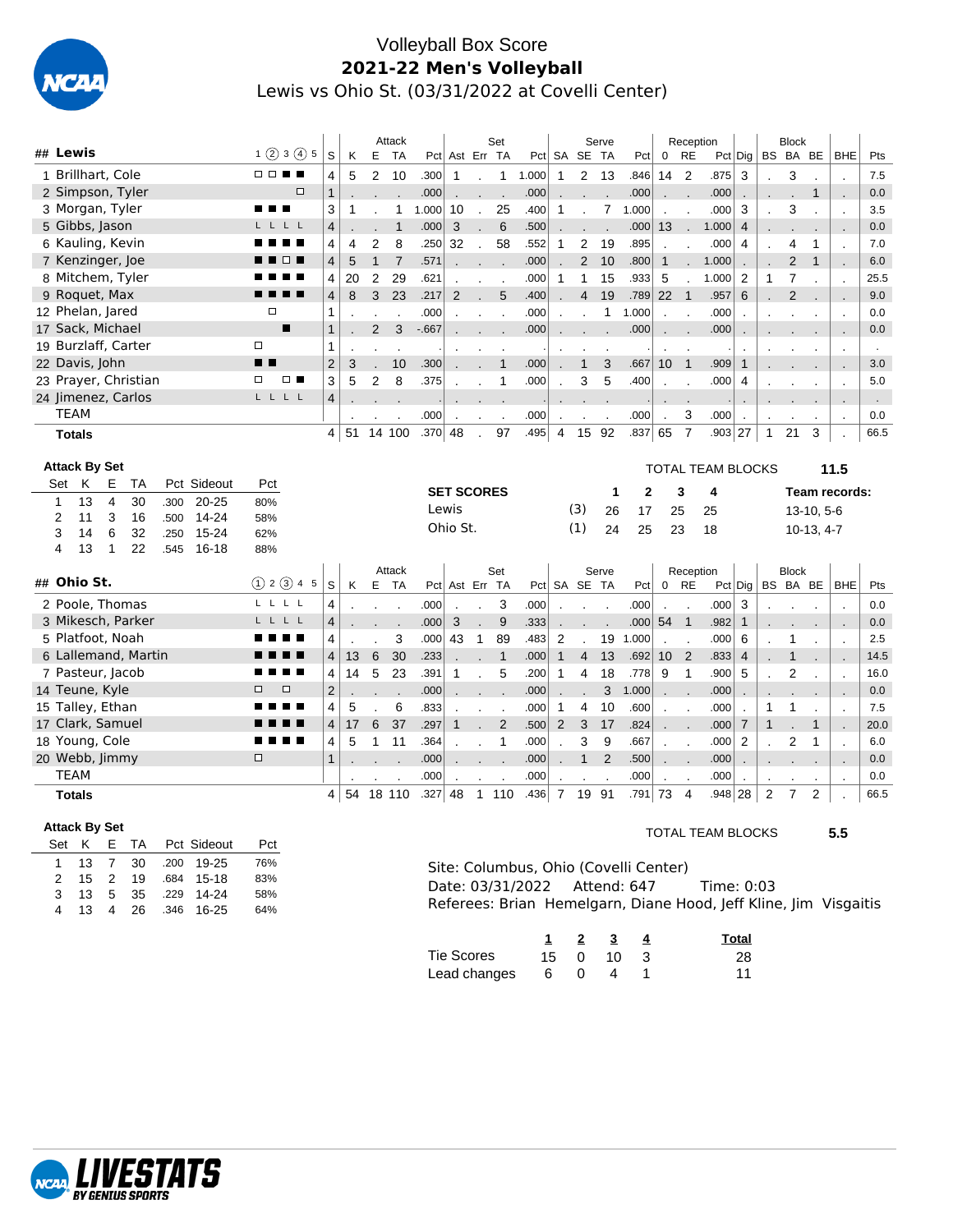# Volleyball Box Score

## 2021-22 Men's Volleyball

Lewis vs Ohio St. (03/31/2022 at Covelli Center)

| ## | Lewis | 1 ② 3 ④ 5 | S | K | E | TA | Pct | Ast | Err | TA | Pct | SA | SE | TA | Pct | 0 | RE | Pct | Dig | BS | BA | BE | BHE | Pts |
|---|---|---|---|---|---|---|---|---|---|---|---|---|---|---|---|---|---|---|---|---|---|---|---|---|
| | | | | Attack | | | | Set | | | | Serve | | | | Reception | | | | Block | | | | |
| 1 | Brillhart, Cole | □ □ ■ ■ | 4 | 5 | 2 | 10 | .300 | 1 | . | 1 | 1.000 | 1 | 2 | 13 | .846 | 14 | 2 | .875 | 3 | . | 3 | . | . | 7.5 |
| 2 | Simpson, Tyler | □ | 1 | . | . | . | .000 | . | . | . | .000 | . | . | . | .000 | . | . | .000 | . | . | . | 1 | . | 0.0 |
| 3 | Morgan, Tyler | ■ ■ ■ | 3 | 1 | . | 1 | 1.000 | 10 | . | 25 | .400 | 1 | . | 7 | 1.000 | . | . | .000 | 3 | . | 3 | . | . | 3.5 |
| 5 | Gibbs, Jason | L L L L | 4 | . | . | 1 | .000 | 3 | . | 6 | .500 | . | . | . | .000 | 13 | . | 1.000 | 4 | . | . | . | . | 0.0 |
| 6 | Kauling, Kevin | ■ ■ ■ ■ | 4 | 4 | 2 | 8 | .250 | 32 | . | 58 | .552 | 1 | 2 | 19 | .895 | . | . | .000 | 4 | . | 4 | 1 | . | 7.0 |
| 7 | Kenzinger, Joe | ■ ■ □ ■ | 4 | 5 | 1 | 7 | .571 | . | . | . | .000 | . | 2 | 10 | .800 | 1 | . | 1.000 | . | . | 2 | 1 | . | 6.0 |
| 8 | Mitchem, Tyler | ■ ■ ■ ■ | 4 | 20 | 2 | 29 | .621 | . | . | . | .000 | 1 | 1 | 15 | .933 | 5 | . | 1.000 | 2 | 1 | 7 | . | . | 25.5 |
| 9 | Roquet, Max | ■ ■ ■ ■ | 4 | 8 | 3 | 23 | .217 | 2 | . | 5 | .400 | . | 4 | 19 | .789 | 22 | 1 | .957 | 6 | . | 2 | . | . | 9.0 |
| 12 | Phelan, Jared | □ | 1 | . | . | . | .000 | . | . | . | .000 | . | . | 1 | 1.000 | . | . | .000 | . | . | . | . | . | 0.0 |
| 17 | Sack, Michael | ■ | 1 | . | 2 | 3 | -.667 | . | . | . | .000 | . | . | . | .000 | . | . | .000 | . | . | . | . | . | 0.0 |
| 19 | Burzlaff, Carter | □ | 1 | . | . | . | . | . | . | . | . | . | . | . | . | . | . | . | . | . | . | . | . | . |
| 22 | Davis, John | ■ ■ | 2 | 3 | . | 10 | .300 | . | . | 1 | .000 | . | 1 | 3 | .667 | 10 | 1 | .909 | 1 | . | . | . | . | 3.0 |
| 23 | Prayer, Christian | □ □ ■ | 3 | 5 | 2 | 8 | .375 | . | . | 1 | .000 | . | 3 | 5 | .400 | . | . | .000 | 4 | . | . | . | . | 5.0 |
| 24 | Jimenez, Carlos | L L L L | 4 | . | . | . | . | . | . | . | . | . | . | . | . | . | . | . | . | . | . | . | . | . |
| | TEAM | | | . | . | . | .000 | . | . | . | .000 | . | . | . | .000 | . | 3 | .000 | . | . | . | . | . | 0.0 |
| | **Totals** | | 4 | 51 | 14 | 100 | .370 | 48 | . | 97 | .495 | 4 | 15 | 92 | .837 | 65 | 7 | .903 | 27 | 1 | 21 | 3 | . | 66.5 |

**Attack By Set**

| Set | K | E | TA | Pct | Sideout | Pct |
|---|---|---|---|---|---|---|
| 1 | 13 | 4 | 30 | .300 | 20-25 | 80% |
| 2 | 11 | 3 | 16 | .500 | 14-24 | 58% |
| 3 | 14 | 6 | 32 | .250 | 15-24 | 62% |
| 4 | 13 | 1 | 22 | .545 | 16-18 | 88% |

TOTAL TEAM BLOCKS **11.5**

| SET SCORES | | 1 | 2 | 3 | 4 | Team records: |
|---|---|---|---|---|---|---|
| Lewis | (3) | 26 | 17 | 25 | 25 | 13-10, 5-6 |
| Ohio St. | (1) | 24 | 25 | 23 | 18 | 10-13, 4-7 |

| ## | Ohio St. | ① 2 ③ 4 5 | S | K | E | TA | Pct | Ast | Err | TA | Pct | SA | SE | TA | Pct | 0 | RE | Pct | Dig | BS | BA | BE | BHE | Pts |
|---|---|---|---|---|---|---|---|---|---|---|---|---|---|---|---|---|---|---|---|---|---|---|---|---|
| | | | | Attack | | | | Set | | | | Serve | | | | Reception | | | | Block | | | | |
| 2 | Poole, Thomas | L L L L | 4 | . | . | . | .000 | . | . | 3 | .000 | . | . | . | .000 | . | . | .000 | 3 | . | . | . | . | 0.0 |
| 3 | Mikesch, Parker | L L L L | 4 | . | . | . | .000 | 3 | . | 9 | .333 | . | . | . | .000 | 54 | 1 | .982 | 1 | . | . | . | . | 0.0 |
| 5 | Platfoot, Noah | ■ ■ ■ ■ | 4 | . | . | 3 | .000 | 43 | 1 | 89 | .483 | 2 | . | 19 | 1.000 | . | . | .000 | 6 | . | 1 | . | . | 2.5 |
| 6 | Lallemand, Martin | ■ ■ ■ ■ | 4 | 13 | 6 | 30 | .233 | . | . | 1 | .000 | 1 | 4 | 13 | .692 | 10 | 2 | .833 | 4 | . | 1 | . | . | 14.5 |
| 7 | Pasteur, Jacob | ■ ■ ■ ■ | 4 | 14 | 5 | 23 | .391 | 1 | . | 5 | .200 | 1 | 4 | 18 | .778 | 9 | 1 | .900 | 5 | . | 2 | . | . | 16.0 |
| 14 | Teune, Kyle | □ □ | 2 | . | . | . | .000 | . | . | . | .000 | . | . | 3 | 1.000 | . | . | .000 | . | . | . | . | . | 0.0 |
| 15 | Talley, Ethan | ■ ■ ■ ■ | 4 | 5 | . | 6 | .833 | . | . | . | .000 | 1 | 4 | 10 | .600 | . | . | .000 | . | 1 | 1 | . | . | 7.5 |
| 17 | Clark, Samuel | ■ ■ ■ ■ | 4 | 17 | 6 | 37 | .297 | 1 | . | 2 | .500 | 2 | 3 | 17 | .824 | . | . | .000 | 7 | 1 | . | 1 | . | 20.0 |
| 18 | Young, Cole | ■ ■ ■ ■ | 4 | 5 | 1 | 11 | .364 | . | . | 1 | .000 | . | 3 | 9 | .667 | . | . | .000 | 2 | . | 2 | 1 | . | 6.0 |
| 20 | Webb, Jimmy | □ | 1 | . | . | . | .000 | . | . | . | .000 | . | 1 | 2 | .500 | . | . | .000 | . | . | . | . | . | 0.0 |
| | TEAM | | | . | . | . | .000 | . | . | . | .000 | . | . | . | .000 | . | . | .000 | . | . | . | . | . | 0.0 |
| | **Totals** | | 4 | 54 | 18 | 110 | .327 | 48 | 1 | 110 | .436 | 7 | 19 | 91 | .791 | 73 | 4 | .948 | 28 | 2 | 7 | 2 | . | 66.5 |

**Attack By Set**

| Set | K | E | TA | Pct | Sideout | Pct |
|---|---|---|---|---|---|---|
| 1 | 13 | 7 | 30 | .200 | 19-25 | 76% |
| 2 | 15 | 2 | 19 | .684 | 15-18 | 83% |
| 3 | 13 | 5 | 35 | .229 | 14-24 | 58% |
| 4 | 13 | 4 | 26 | .346 | 16-25 | 64% |

TOTAL TEAM BLOCKS **5.5**

Site: Columbus, Ohio (Covelli Center)
Date: 03/31/2022 Attend: 647 Time: 0:03
Referees: Brian Hemelgarn, Diane Hood, Jeff Kline, Jim Visgaitis

| | 1 | 2 | 3 | 4 | Total |
|---|---|---|---|---|---|
| Tie Scores | 15 | 0 | 10 | 3 | 28 |
| Lead changes | 6 | 0 | 4 | 1 | 11 |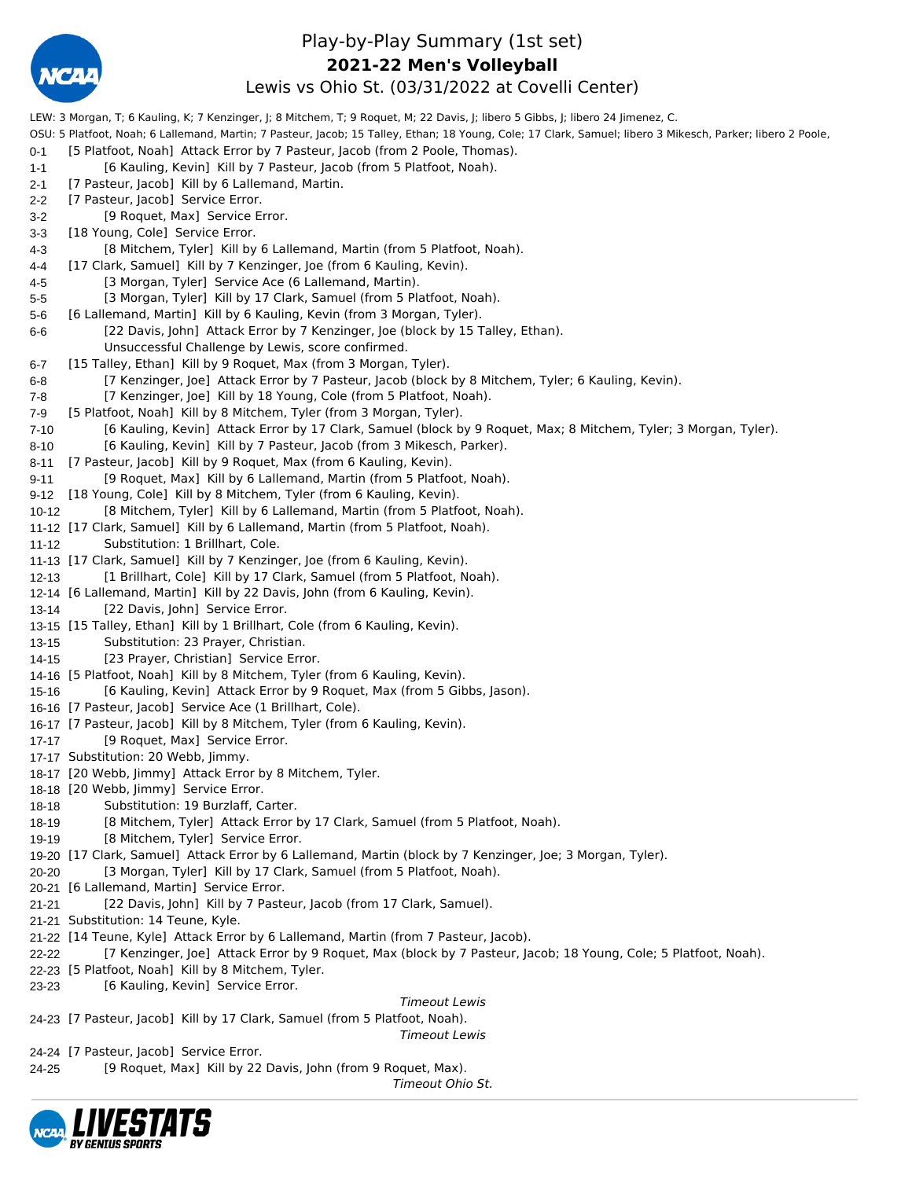# Play-by-Play Summary (1st set)

## 2021-22 Men's Volleyball

### Lewis vs Ohio St. (03/31/2022 at Covelli Center)

LEW: 3 Morgan, T; 6 Kauling, K; 7 Kenzinger, J; 8 Mitchem, T; 9 Roquet, M; 22 Davis, J; libero 5 Gibbs, J; libero 24 Jimenez, C.

OSU: 5 Platfoot, Noah; 6 Lallemand, Martin; 7 Pasteur, Jacob; 15 Talley, Ethan; 18 Young, Cole; 17 Clark, Samuel; libero 3 Mikesch, Parker; libero 2 Poole,

| Score | Play |
|---|---|
| 0-1 | [5 Platfoot, Noah] Attack Error by 7 Pasteur, Jacob (from 2 Poole, Thomas). |
| 1-1 | [6 Kauling, Kevin] Kill by 7 Pasteur, Jacob (from 5 Platfoot, Noah). |
| 2-1 | [7 Pasteur, Jacob] Kill by 6 Lallemand, Martin. |
| 2-2 | [7 Pasteur, Jacob] Service Error. |
| 3-2 | [9 Roquet, Max] Service Error. |
| 3-3 | [18 Young, Cole] Service Error. |
| 4-3 | [8 Mitchem, Tyler] Kill by 6 Lallemand, Martin (from 5 Platfoot, Noah). |
| 4-4 | [17 Clark, Samuel] Kill by 7 Kenzinger, Joe (from 6 Kauling, Kevin). |
| 4-5 | [3 Morgan, Tyler] Service Ace (6 Lallemand, Martin). |
| 5-5 | [3 Morgan, Tyler] Kill by 17 Clark, Samuel (from 5 Platfoot, Noah). |
| 5-6 | [6 Lallemand, Martin] Kill by 6 Kauling, Kevin (from 3 Morgan, Tyler). |
| 6-6 | [22 Davis, John] Attack Error by 7 Kenzinger, Joe (block by 15 Talley, Ethan). |
| | Unsuccessful Challenge by Lewis, score confirmed. |
| 6-7 | [15 Talley, Ethan] Kill by 9 Roquet, Max (from 3 Morgan, Tyler). |
| 6-8 | [7 Kenzinger, Joe] Attack Error by 7 Pasteur, Jacob (block by 8 Mitchem, Tyler; 6 Kauling, Kevin). |
| 7-8 | [7 Kenzinger, Joe] Kill by 18 Young, Cole (from 5 Platfoot, Noah). |
| 7-9 | [5 Platfoot, Noah] Kill by 8 Mitchem, Tyler (from 3 Morgan, Tyler). |
| 7-10 | [6 Kauling, Kevin] Attack Error by 17 Clark, Samuel (block by 9 Roquet, Max; 8 Mitchem, Tyler; 3 Morgan, Tyler). |
| 8-10 | [6 Kauling, Kevin] Kill by 7 Pasteur, Jacob (from 3 Mikesch, Parker). |
| 8-11 | [7 Pasteur, Jacob] Kill by 9 Roquet, Max (from 6 Kauling, Kevin). |
| 9-11 | [9 Roquet, Max] Kill by 6 Lallemand, Martin (from 5 Platfoot, Noah). |
| 9-12 | [18 Young, Cole] Kill by 8 Mitchem, Tyler (from 6 Kauling, Kevin). |
| 10-12 | [8 Mitchem, Tyler] Kill by 6 Lallemand, Martin (from 5 Platfoot, Noah). |
| 11-12 | [17 Clark, Samuel] Kill by 6 Lallemand, Martin (from 5 Platfoot, Noah). |
| 11-12 | Substitution: 1 Brillhart, Cole. |
| 11-13 | [17 Clark, Samuel] Kill by 7 Kenzinger, Joe (from 6 Kauling, Kevin). |
| 12-13 | [1 Brillhart, Cole] Kill by 17 Clark, Samuel (from 5 Platfoot, Noah). |
| 12-14 | [6 Lallemand, Martin] Kill by 22 Davis, John (from 6 Kauling, Kevin). |
| 13-14 | [22 Davis, John] Service Error. |
| 13-15 | [15 Talley, Ethan] Kill by 1 Brillhart, Cole (from 6 Kauling, Kevin). |
| 13-15 | Substitution: 23 Prayer, Christian. |
| 14-15 | [23 Prayer, Christian] Service Error. |
| 14-16 | [5 Platfoot, Noah] Kill by 8 Mitchem, Tyler (from 6 Kauling, Kevin). |
| 15-16 | [6 Kauling, Kevin] Attack Error by 9 Roquet, Max (from 5 Gibbs, Jason). |
| 16-16 | [7 Pasteur, Jacob] Service Ace (1 Brillhart, Cole). |
| 16-17 | [7 Pasteur, Jacob] Kill by 8 Mitchem, Tyler (from 6 Kauling, Kevin). |
| 17-17 | [9 Roquet, Max] Service Error. |
| 17-17 | Substitution: 20 Webb, Jimmy. |
| 18-17 | [20 Webb, Jimmy] Attack Error by 8 Mitchem, Tyler. |
| 18-18 | [20 Webb, Jimmy] Service Error. |
| 18-18 | Substitution: 19 Burzlaff, Carter. |
| 18-19 | [8 Mitchem, Tyler] Attack Error by 17 Clark, Samuel (from 5 Platfoot, Noah). |
| 19-19 | [8 Mitchem, Tyler] Service Error. |
| 19-20 | [17 Clark, Samuel] Attack Error by 6 Lallemand, Martin (block by 7 Kenzinger, Joe; 3 Morgan, Tyler). |
| 20-20 | [3 Morgan, Tyler] Kill by 17 Clark, Samuel (from 5 Platfoot, Noah). |
| 20-21 | [6 Lallemand, Martin] Service Error. |
| 21-21 | [22 Davis, John] Kill by 7 Pasteur, Jacob (from 17 Clark, Samuel). |
| 21-21 | Substitution: 14 Teune, Kyle. |
| 21-22 | [14 Teune, Kyle] Attack Error by 6 Lallemand, Martin (from 7 Pasteur, Jacob). |
| 22-22 | [7 Kenzinger, Joe] Attack Error by 9 Roquet, Max (block by 7 Pasteur, Jacob; 18 Young, Cole; 5 Platfoot, Noah). |
| 22-23 | [5 Platfoot, Noah] Kill by 8 Mitchem, Tyler. |
| 23-23 | [6 Kauling, Kevin] Service Error. |
| | *Timeout Lewis* |
| 24-23 | [7 Pasteur, Jacob] Kill by 17 Clark, Samuel (from 5 Platfoot, Noah). |
| | *Timeout Lewis* |
| 24-24 | [7 Pasteur, Jacob] Service Error. |
| 24-25 | [9 Roquet, Max] Kill by 22 Davis, John (from 9 Roquet, Max). |
| | *Timeout Ohio St.* |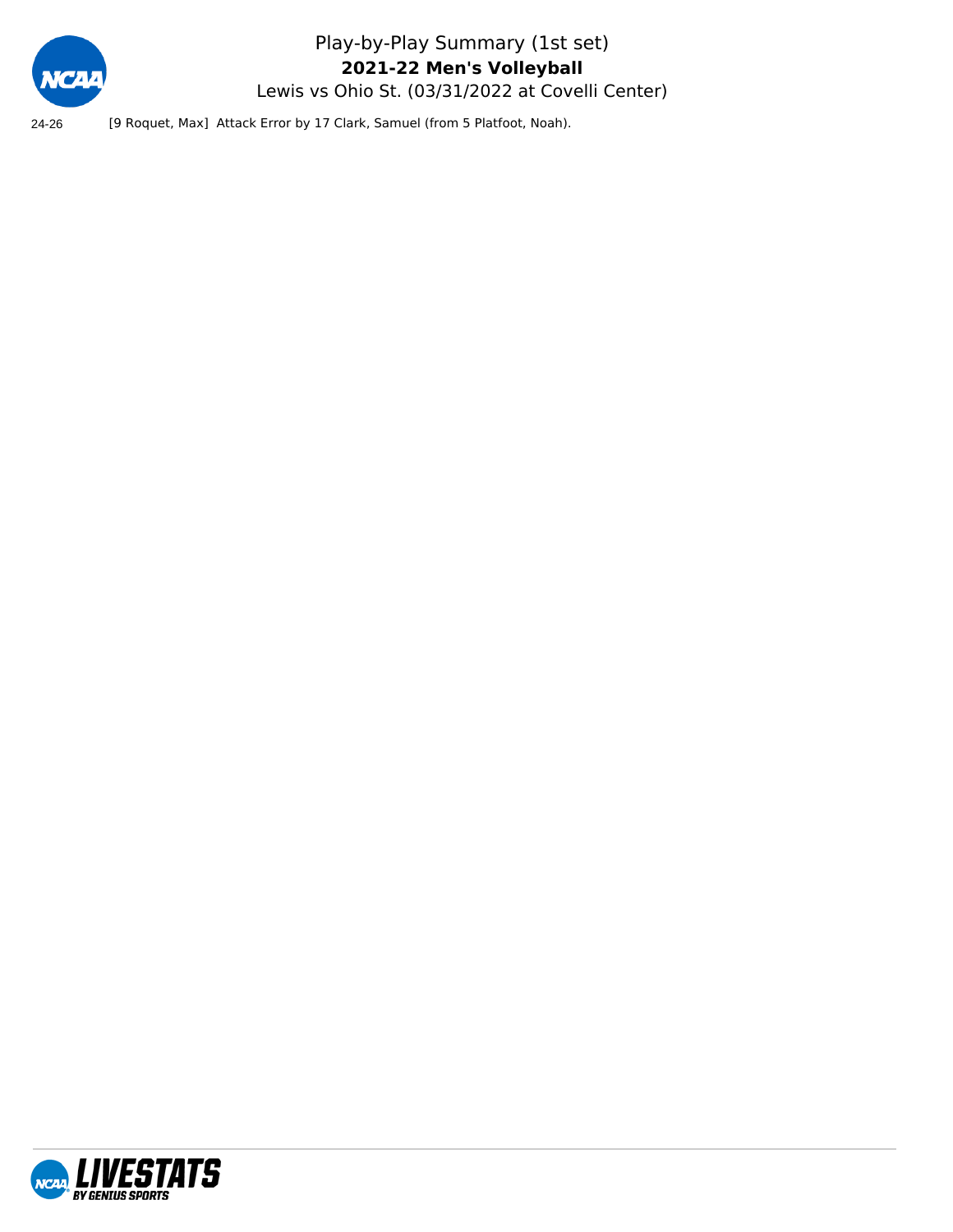24-26 [9 Roquet, Max] Attack Error by 17 Clark, Samuel (from 5 Platfoot, Noah).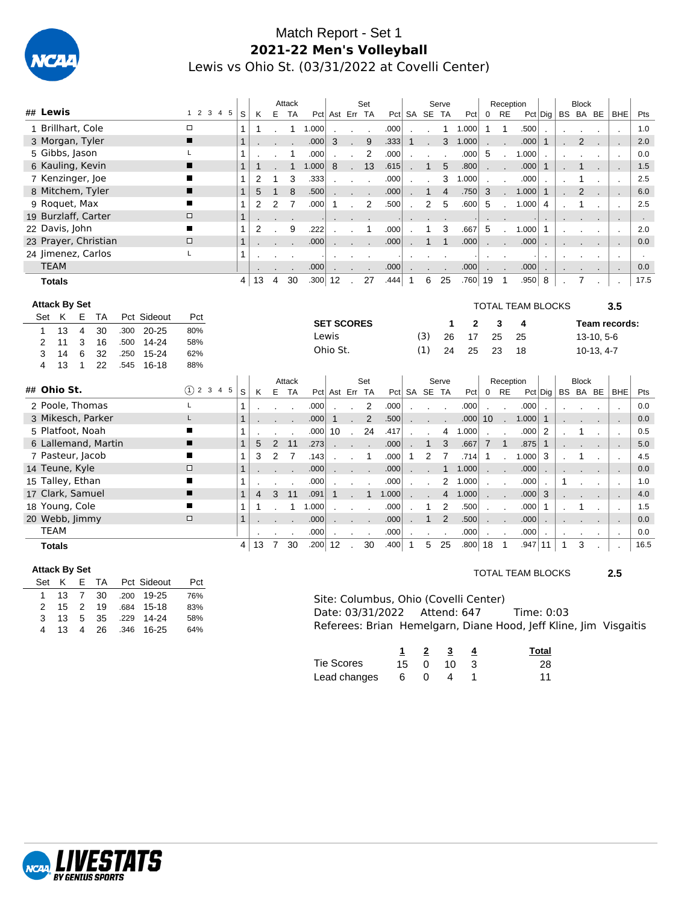# Match Report - Set 1

**2021-22 Men's Volleyball**

Lewis vs Ohio St. (03/31/2022 at Covelli Center)

| ## Lewis | 1 2 3 4 5 | S | Attack K | E | TA | Pct | Set Ast | Err | TA | Pct | Serve SA | SE | TA | Pct | Reception 0 | RE | Pct | Dig | Block BS | BA | BE | BHE | Pts |
|---|---|---|---|---|---|---|---|---|---|---|---|---|---|---|---|---|---|---|---|---|---|---|---|
| 1 Brillhart, Cole | □ | 1 | 1 | . | 1 | 1.000 | . | . | . | .000 | . | . | 1 | 1.000 | 1 | 1 | .500 | . | . | . | . | . | 1.0 |
| 3 Morgan, Tyler | ■ | 1 | . | . | . | .000 | 3 | . | 9 | .333 | 1 | . | 3 | 1.000 | . | . | .000 | 1 | . | 2 | . | . | 2.0 |
| 5 Gibbs, Jason | L | 1 | . | . | 1 | .000 | . | . | 2 | .000 | . | . | . | .000 | 5 | . | 1.000 | . | . | . | . | . | 0.0 |
| 6 Kauling, Kevin | ■ | 1 | 1 | . | 1 | 1.000 | 8 | . | 13 | .615 | . | 1 | 5 | .800 | . | . | .000 | 1 | . | 1 | . | . | 1.5 |
| 7 Kenzinger, Joe | ■ | 1 | 2 | 1 | 3 | .333 | . | . | . | .000 | . | . | 3 | 1.000 | . | . | .000 | . | . | 1 | . | . | 2.5 |
| 8 Mitchem, Tyler | ■ | 1 | 5 | 1 | 8 | .500 | . | . | . | .000 | . | 1 | 4 | .750 | 3 | . | 1.000 | 1 | . | 2 | . | . | 6.0 |
| 9 Roquet, Max | ■ | 1 | 2 | 2 | 7 | .000 | 1 | . | 2 | .500 | . | 2 | 5 | .600 | 5 | . | 1.000 | 4 | . | 1 | . | . | 2.5 |
| 19 Burzlaff, Carter | □ | 1 | . | . | . | . | . | . | . | . | . | . | . | . | . | . | . | . | . | . | . | . | . |
| 22 Davis, John | ■ | 1 | 2 | . | 9 | .222 | . | . | 1 | .000 | . | 1 | 3 | .667 | 5 | . | 1.000 | 1 | . | . | . | . | 2.0 |
| 23 Prayer, Christian | □ | 1 | . | . | . | .000 | . | . | . | .000 | . | 1 | 1 | .000 | . | . | .000 | . | . | . | . | . | 0.0 |
| 24 Jimenez, Carlos | L | 1 | . | . | . | . | . | . | . | . | . | . | . | . | . | . | . | . | . | . | . | . | . |
| TEAM | | | . | . | . | .000 | . | . | . | .000 | . | . | . | .000 | . | . | .000 | . | . | . | . | . | 0.0 |
| **Totals** | | 4 | 13 | 4 | 30 | .300 | 12 | . | 27 | .444 | 1 | 6 | 25 | .760 | 19 | 1 | .950 | 8 | . | 7 | . | . | 17.5 |

**Attack By Set**

| Set | K | E | TA | Pct | Sideout | Pct |
|---|---|---|---|---|---|---|
| 1 | 13 | 4 | 30 | .300 | 20-25 | 80% |
| 2 | 11 | 3 | 16 | .500 | 14-24 | 58% |
| 3 | 14 | 6 | 32 | .250 | 15-24 | 62% |
| 4 | 13 | 1 | 22 | .545 | 16-18 | 88% |

TOTAL TEAM BLOCKS **3.5**

| SET SCORES | | 1 | 2 | 3 | 4 | Team records: |
|---|---|---|---|---|---|---|
| Lewis | (3) | 26 | 17 | 25 | 25 | 13-10, 5-6 |
| Ohio St. | (1) | 24 | 25 | 23 | 18 | 10-13, 4-7 |

| ## Ohio St. | ① 2 3 4 5 | S | Attack K | E | TA | Pct | Set Ast | Err | TA | Pct | Serve SA | SE | TA | Pct | Reception 0 | RE | Pct | Dig | Block BS | BA | BE | BHE | Pts |
|---|---|---|---|---|---|---|---|---|---|---|---|---|---|---|---|---|---|---|---|---|---|---|---|
| 2 Poole, Thomas | L | 1 | . | . | . | .000 | . | . | 2 | .000 | . | . | . | .000 | . | . | .000 | . | . | . | . | . | 0.0 |
| 3 Mikesch, Parker | L | 1 | . | . | . | .000 | 1 | . | 2 | .500 | . | . | . | .000 | 10 | . | 1.000 | 1 | . | . | . | . | 0.0 |
| 5 Platfoot, Noah | ■ | 1 | . | . | . | .000 | 10 | . | 24 | .417 | . | . | 4 | 1.000 | . | . | .000 | 2 | . | 1 | . | . | 0.5 |
| 6 Lallemand, Martin | ■ | 1 | 5 | 2 | 11 | .273 | . | . | . | .000 | . | 1 | 3 | .667 | 7 | 1 | .875 | 1 | . | . | . | . | 5.0 |
| 7 Pasteur, Jacob | ■ | 1 | 3 | 2 | 7 | .143 | . | . | 1 | .000 | 1 | 2 | 7 | .714 | 1 | . | 1.000 | 3 | . | 1 | . | . | 4.5 |
| 14 Teune, Kyle | □ | 1 | . | . | . | .000 | . | . | . | .000 | . | . | 1 | 1.000 | . | . | .000 | . | . | . | . | . | 0.0 |
| 15 Talley, Ethan | ■ | 1 | . | . | . | .000 | . | . | . | .000 | . | . | 2 | 1.000 | . | . | .000 | . | 1 | . | . | . | 1.0 |
| 17 Clark, Samuel | ■ | 1 | 4 | 3 | 11 | .091 | 1 | . | 1 | 1.000 | . | . | 4 | 1.000 | . | . | .000 | 3 | . | . | . | . | 4.0 |
| 18 Young, Cole | ■ | 1 | 1 | . | 1 | 1.000 | . | . | . | .000 | . | 1 | 2 | .500 | . | . | .000 | 1 | . | 1 | . | . | 1.5 |
| 20 Webb, Jimmy | □ | 1 | . | . | . | .000 | . | . | . | .000 | . | 1 | 2 | .500 | . | . | .000 | . | . | . | . | . | 0.0 |
| TEAM | | | . | . | . | .000 | . | . | . | .000 | . | . | . | .000 | . | . | .000 | . | . | . | . | . | 0.0 |
| **Totals** | | 4 | 13 | 7 | 30 | .200 | 12 | . | 30 | .400 | 1 | 5 | 25 | .800 | 18 | 1 | .947 | 11 | 1 | 3 | . | . | 16.5 |

**Attack By Set**

| Set | K | E | TA | Pct | Sideout | Pct |
|---|---|---|---|---|---|---|
| 1 | 13 | 7 | 30 | .200 | 19-25 | 76% |
| 2 | 15 | 2 | 19 | .684 | 15-18 | 83% |
| 3 | 13 | 5 | 35 | .229 | 14-24 | 58% |
| 4 | 13 | 4 | 26 | .346 | 16-25 | 64% |

TOTAL TEAM BLOCKS **2.5**

Site: Columbus, Ohio (Covelli Center)
Date: 03/31/2022 Attend: 647 Time: 0:03
Referees: Brian Hemelgarn, Diane Hood, Jeff Kline, Jim Visgaitis

| | 1 | 2 | 3 | 4 | Total |
|---|---|---|---|---|---|
| Tie Scores | 15 | 0 | 10 | 3 | 28 |
| Lead changes | 6 | 0 | 4 | 1 | 11 |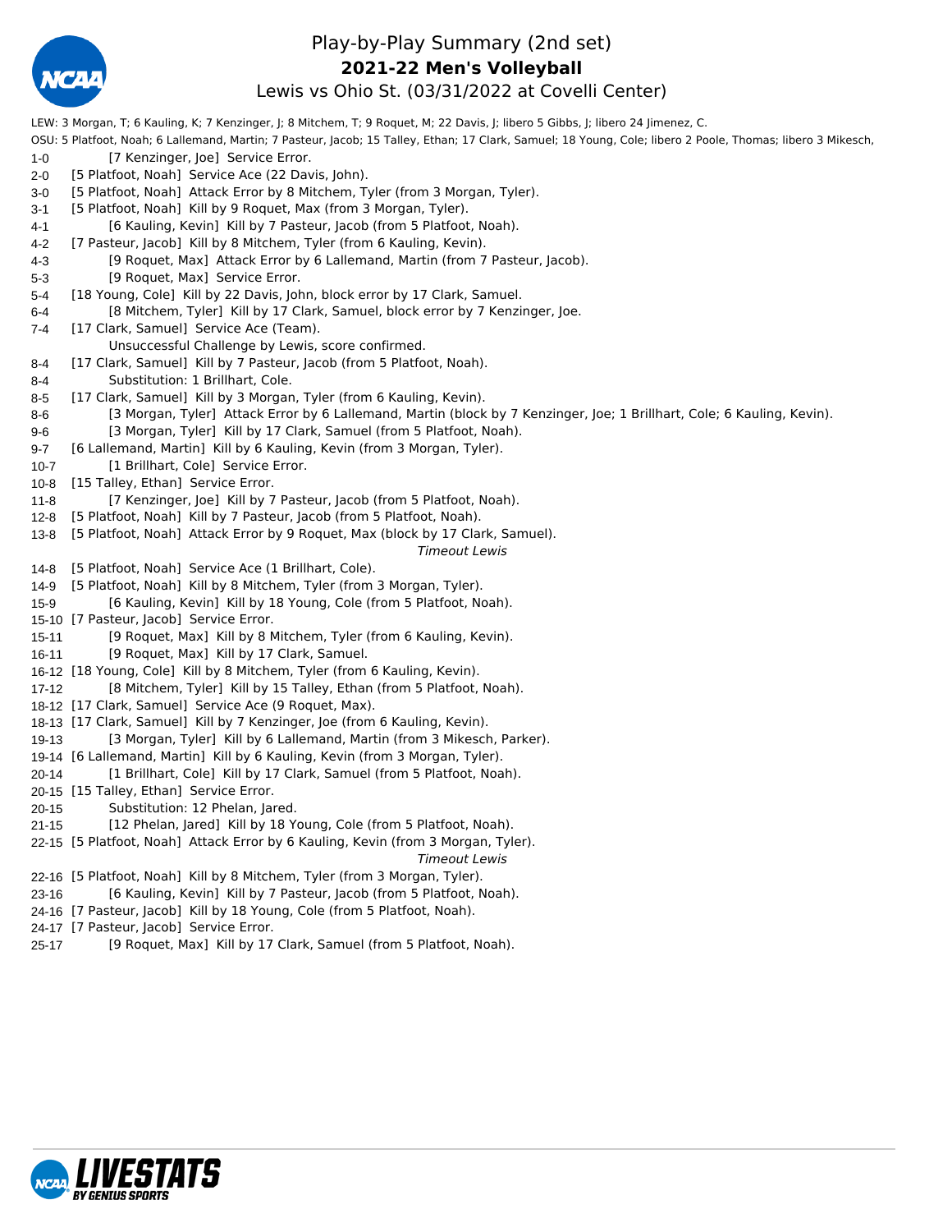# Play-by-Play Summary (2nd set)

## 2021-22 Men's Volleyball

### Lewis vs Ohio St. (03/31/2022 at Covelli Center)

LEW: 3 Morgan, T; 6 Kauling, K; 7 Kenzinger, J; 8 Mitchem, T; 9 Roquet, M; 22 Davis, J; libero 5 Gibbs, J; libero 24 Jimenez, C.

OSU: 5 Platfoot, Noah; 6 Lallemand, Martin; 7 Pasteur, Jacob; 15 Talley, Ethan; 17 Clark, Samuel; 18 Young, Cole; libero 2 Poole, Thomas; libero 3 Mikesch,

| Score | Play |
|---|---|
| 1-0 | [7 Kenzinger, Joe] Service Error. |
| 2-0 | [5 Platfoot, Noah] Service Ace (22 Davis, John). |
| 3-0 | [5 Platfoot, Noah] Attack Error by 8 Mitchem, Tyler (from 3 Morgan, Tyler). |
| 3-1 | [5 Platfoot, Noah] Kill by 9 Roquet, Max (from 3 Morgan, Tyler). |
| 4-1 | [6 Kauling, Kevin] Kill by 7 Pasteur, Jacob (from 5 Platfoot, Noah). |
| 4-2 | [7 Pasteur, Jacob] Kill by 8 Mitchem, Tyler (from 6 Kauling, Kevin). |
| 4-3 | [9 Roquet, Max] Attack Error by 6 Lallemand, Martin (from 7 Pasteur, Jacob). |
| 5-3 | [9 Roquet, Max] Service Error. |
| 5-4 | [18 Young, Cole] Kill by 22 Davis, John, block error by 17 Clark, Samuel. |
| 6-4 | [8 Mitchem, Tyler] Kill by 17 Clark, Samuel, block error by 7 Kenzinger, Joe. |
| 7-4 | [17 Clark, Samuel] Service Ace (Team). |
| | Unsuccessful Challenge by Lewis, score confirmed. |
| 8-4 | [17 Clark, Samuel] Kill by 7 Pasteur, Jacob (from 5 Platfoot, Noah). |
| 8-4 | Substitution: 1 Brillhart, Cole. |
| 8-5 | [17 Clark, Samuel] Kill by 3 Morgan, Tyler (from 6 Kauling, Kevin). |
| 8-6 | [3 Morgan, Tyler] Attack Error by 6 Lallemand, Martin (block by 7 Kenzinger, Joe; 1 Brillhart, Cole; 6 Kauling, Kevin). |
| 9-6 | [3 Morgan, Tyler] Kill by 17 Clark, Samuel (from 5 Platfoot, Noah). |
| 9-7 | [6 Lallemand, Martin] Kill by 6 Kauling, Kevin (from 3 Morgan, Tyler). |
| 10-7 | [1 Brillhart, Cole] Service Error. |
| 10-8 | [15 Talley, Ethan] Service Error. |
| 11-8 | [7 Kenzinger, Joe] Kill by 7 Pasteur, Jacob (from 5 Platfoot, Noah). |
| 12-8 | [5 Platfoot, Noah] Kill by 7 Pasteur, Jacob (from 5 Platfoot, Noah). |
| 13-8 | [5 Platfoot, Noah] Attack Error by 9 Roquet, Max (block by 17 Clark, Samuel). |
| | *Timeout Lewis* |
| 14-8 | [5 Platfoot, Noah] Service Ace (1 Brillhart, Cole). |
| 14-9 | [5 Platfoot, Noah] Kill by 8 Mitchem, Tyler (from 3 Morgan, Tyler). |
| 15-9 | [6 Kauling, Kevin] Kill by 18 Young, Cole (from 5 Platfoot, Noah). |
| 15-10 | [7 Pasteur, Jacob] Service Error. |
| 15-11 | [9 Roquet, Max] Kill by 8 Mitchem, Tyler (from 6 Kauling, Kevin). |
| 16-11 | [9 Roquet, Max] Kill by 17 Clark, Samuel. |
| 16-12 | [18 Young, Cole] Kill by 8 Mitchem, Tyler (from 6 Kauling, Kevin). |
| 17-12 | [8 Mitchem, Tyler] Kill by 15 Talley, Ethan (from 5 Platfoot, Noah). |
| 18-12 | [17 Clark, Samuel] Service Ace (9 Roquet, Max). |
| 18-13 | [17 Clark, Samuel] Kill by 7 Kenzinger, Joe (from 6 Kauling, Kevin). |
| 19-13 | [3 Morgan, Tyler] Kill by 6 Lallemand, Martin (from 3 Mikesch, Parker). |
| 19-14 | [6 Lallemand, Martin] Kill by 6 Kauling, Kevin (from 3 Morgan, Tyler). |
| 20-14 | [1 Brillhart, Cole] Kill by 17 Clark, Samuel (from 5 Platfoot, Noah). |
| 20-15 | [15 Talley, Ethan] Service Error. |
| 20-15 | Substitution: 12 Phelan, Jared. |
| 21-15 | [12 Phelan, Jared] Kill by 18 Young, Cole (from 5 Platfoot, Noah). |
| 22-15 | [5 Platfoot, Noah] Attack Error by 6 Kauling, Kevin (from 3 Morgan, Tyler). |
| | *Timeout Lewis* |
| 22-16 | [5 Platfoot, Noah] Kill by 8 Mitchem, Tyler (from 3 Morgan, Tyler). |
| 23-16 | [6 Kauling, Kevin] Kill by 7 Pasteur, Jacob (from 5 Platfoot, Noah). |
| 24-16 | [7 Pasteur, Jacob] Kill by 18 Young, Cole (from 5 Platfoot, Noah). |
| 24-17 | [7 Pasteur, Jacob] Service Error. |
| 25-17 | [9 Roquet, Max] Kill by 17 Clark, Samuel (from 5 Platfoot, Noah). |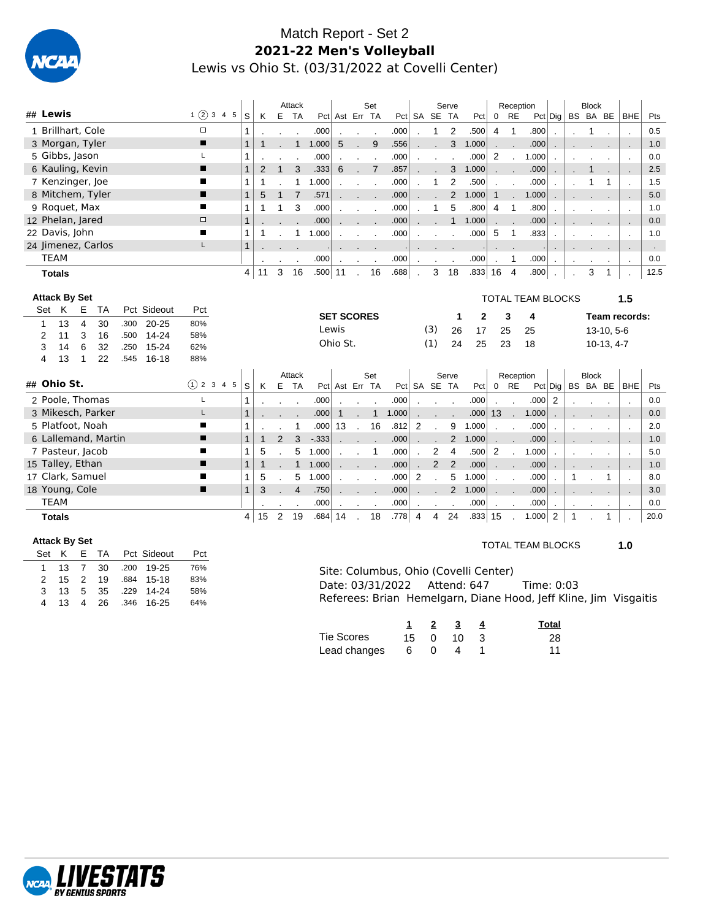# Match Report - Set 2

## 2021-22 Men's Volleyball

Lewis vs Ohio St. (03/31/2022 at Covelli Center)

| ## | Lewis | 1 ② 3 4 5 | S | K | E | TA | Pct | Ast | Err | TA | Pct | SA | SE | TA | Pct | 0 | RE | Pct | Dig | BS | BA | BE | BHE | Pts |
|---|---|---|---|---|---|---|---|---|---|---|---|---|---|---|---|---|---|---|---|---|---|---|---|---|
| | | | | Attack | | | | Set | | | | Serve | | | | Reception | | | | Block | | | | |
| 1 | Brillhart, Cole | □ | 1 | . | . | . | .000 | . | . | . | .000 | . | 1 | 2 | .500 | 4 | 1 | .800 | . | . | 1 | . | . | 0.5 |
| 3 | Morgan, Tyler | ■ | 1 | 1 | . | 1 | 1.000 | 5 | . | 9 | .556 | . | . | 3 | 1.000 | . | . | .000 | . | . | . | . | . | 1.0 |
| 5 | Gibbs, Jason | L | 1 | . | . | . | .000 | . | . | . | .000 | . | . | . | .000 | 2 | . | 1.000 | . | . | . | . | . | 0.0 |
| 6 | Kauling, Kevin | ■ | 1 | 2 | 1 | 3 | .333 | 6 | . | 7 | .857 | . | . | 3 | 1.000 | . | . | .000 | . | . | 1 | . | . | 2.5 |
| 7 | Kenzinger, Joe | ■ | 1 | 1 | . | 1 | 1.000 | . | . | . | .000 | . | 1 | 2 | .500 | . | . | .000 | . | . | 1 | 1 | . | 1.5 |
| 8 | Mitchem, Tyler | ■ | 1 | 5 | 1 | 7 | .571 | . | . | . | .000 | . | . | 2 | 1.000 | 1 | . | 1.000 | . | . | . | . | . | 5.0 |
| 9 | Roquet, Max | ■ | 1 | 1 | 1 | 3 | .000 | . | . | . | .000 | . | 1 | 5 | .800 | 4 | 1 | .800 | . | . | . | . | . | 1.0 |
| 12 | Phelan, Jared | □ | 1 | . | . | . | .000 | . | . | . | .000 | . | . | 1 | 1.000 | . | . | .000 | . | . | . | . | . | 0.0 |
| 22 | Davis, John | ■ | 1 | 1 | . | 1 | 1.000 | . | . | . | .000 | . | . | . | .000 | 5 | 1 | .833 | . | . | . | . | . | 1.0 |
| 24 | Jimenez, Carlos | L | 1 | . | . | . | . | . | . | . | . | . | . | . | . | . | . | . | . | . | . | . | . | . |
| | TEAM | | | . | . | . | .000 | . | . | . | .000 | . | . | . | .000 | . | 1 | .000 | . | . | . | . | . | 0.0 |
| | **Totals** | | 4 | 11 | 3 | 16 | .500 | 11 | . | 16 | .688 | . | 3 | 18 | .833 | 16 | 4 | .800 | . | . | 3 | 1 | . | 12.5 |

**Attack By Set**

| Set | K | E | TA | Pct | Sideout | Pct |
|---|---|---|---|---|---|---|
| 1 | 13 | 4 | 30 | .300 | 20-25 | 80% |
| 2 | 11 | 3 | 16 | .500 | 14-24 | 58% |
| 3 | 14 | 6 | 32 | .250 | 15-24 | 62% |
| 4 | 13 | 1 | 22 | .545 | 16-18 | 88% |

TOTAL TEAM BLOCKS **1.5**

| SET SCORES | | 1 | 2 | 3 | 4 | Team records: |
|---|---|---|---|---|---|---|
| Lewis | (3) | 26 | 17 | 25 | 25 | 13-10, 5-6 |
| Ohio St. | (1) | 24 | 25 | 23 | 18 | 10-13, 4-7 |

| ## | Ohio St. | ① 2 3 4 5 | S | K | E | TA | Pct | Ast | Err | TA | Pct | SA | SE | TA | Pct | 0 | RE | Pct | Dig | BS | BA | BE | BHE | Pts |
|---|---|---|---|---|---|---|---|---|---|---|---|---|---|---|---|---|---|---|---|---|---|---|---|---|
| | | | | Attack | | | | Set | | | | Serve | | | | Reception | | | | Block | | | | |
| 2 | Poole, Thomas | L | 1 | . | . | . | .000 | . | . | . | .000 | . | . | . | .000 | . | . | .000 | 2 | . | . | . | . | 0.0 |
| 3 | Mikesch, Parker | L | 1 | . | . | . | .000 | 1 | . | 1 | 1.000 | . | . | . | .000 | 13 | . | 1.000 | . | . | . | . | . | 0.0 |
| 5 | Platfoot, Noah | ■ | 1 | . | . | 1 | .000 | 13 | . | 16 | .812 | 2 | . | 9 | 1.000 | . | . | .000 | . | . | . | . | . | 2.0 |
| 6 | Lallemand, Martin | ■ | 1 | 1 | 2 | 3 | -.333 | . | . | . | .000 | . | . | 2 | 1.000 | . | . | .000 | . | . | . | . | . | 1.0 |
| 7 | Pasteur, Jacob | ■ | 1 | 5 | . | 5 | 1.000 | . | . | 1 | .000 | . | 2 | 4 | .500 | 2 | . | 1.000 | . | . | . | . | . | 5.0 |
| 15 | Talley, Ethan | ■ | 1 | 1 | . | 1 | 1.000 | . | . | . | .000 | . | 2 | 2 | .000 | . | . | .000 | . | . | . | . | . | 1.0 |
| 17 | Clark, Samuel | ■ | 1 | 5 | . | 5 | 1.000 | . | . | . | .000 | 2 | . | 5 | 1.000 | . | . | .000 | . | 1 | . | 1 | . | 8.0 |
| 18 | Young, Cole | ■ | 1 | 3 | . | 4 | .750 | . | . | . | .000 | . | . | 2 | 1.000 | . | . | .000 | . | . | . | . | . | 3.0 |
| | TEAM | | | . | . | . | .000 | . | . | . | .000 | . | . | . | .000 | . | . | .000 | . | . | . | . | . | 0.0 |
| | **Totals** | | 4 | 15 | 2 | 19 | .684 | 14 | . | 18 | .778 | 4 | 4 | 24 | .833 | 15 | . | 1.000 | 2 | 1 | . | 1 | . | 20.0 |

**Attack By Set**

| Set | K | E | TA | Pct | Sideout | Pct |
|---|---|---|---|---|---|---|
| 1 | 13 | 7 | 30 | .200 | 19-25 | 76% |
| 2 | 15 | 2 | 19 | .684 | 15-18 | 83% |
| 3 | 13 | 5 | 35 | .229 | 14-24 | 58% |
| 4 | 13 | 4 | 26 | .346 | 16-25 | 64% |

TOTAL TEAM BLOCKS **1.0**

Site: Columbus, Ohio (Covelli Center)
Date: 03/31/2022 Attend: 647 Time: 0:03
Referees: Brian Hemelgarn, Diane Hood, Jeff Kline, Jim Visgaitis

| | 1 | 2 | 3 | 4 | Total |
|---|---|---|---|---|---|
| Tie Scores | 15 | 0 | 10 | 3 | 28 |
| Lead changes | 6 | 0 | 4 | 1 | 11 |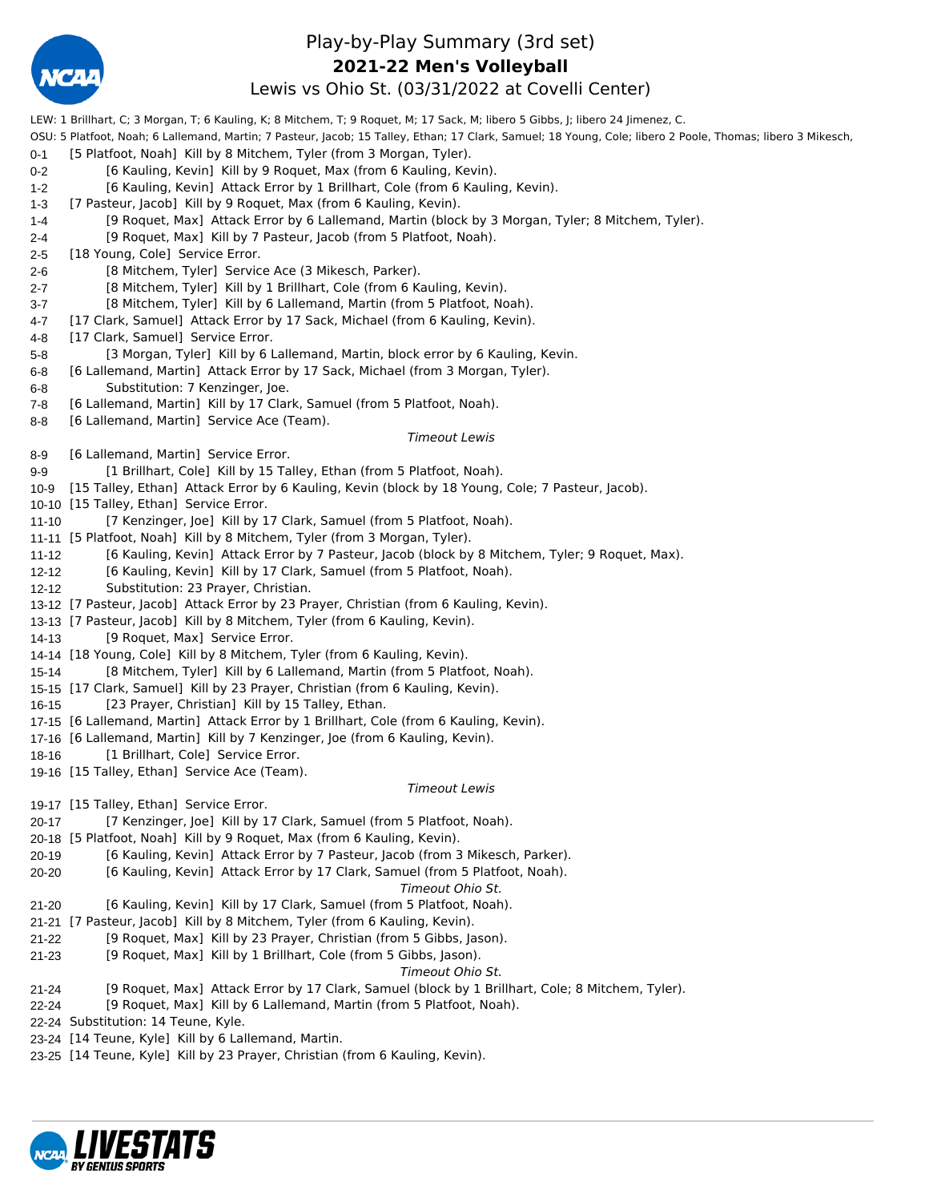# Play-by-Play Summary (3rd set)

## 2021-22 Men's Volleyball

### Lewis vs Ohio St. (03/31/2022 at Covelli Center)

LEW: 1 Brillhart, C; 3 Morgan, T; 6 Kauling, K; 8 Mitchem, T; 9 Roquet, M; 17 Sack, M; libero 5 Gibbs, J; libero 24 Jimenez, C.

OSU: 5 Platfoot, Noah; 6 Lallemand, Martin; 7 Pasteur, Jacob; 15 Talley, Ethan; 17 Clark, Samuel; 18 Young, Cole; libero 2 Poole, Thomas; libero 3 Mikesch,

0-1 [5 Platfoot, Noah] Kill by 8 Mitchem, Tyler (from 3 Morgan, Tyler).
0-2 [6 Kauling, Kevin] Kill by 9 Roquet, Max (from 6 Kauling, Kevin).
1-2 [6 Kauling, Kevin] Attack Error by 1 Brillhart, Cole (from 6 Kauling, Kevin).
1-3 [7 Pasteur, Jacob] Kill by 9 Roquet, Max (from 6 Kauling, Kevin).
1-4 [9 Roquet, Max] Attack Error by 6 Lallemand, Martin (block by 3 Morgan, Tyler; 8 Mitchem, Tyler).
2-4 [9 Roquet, Max] Kill by 7 Pasteur, Jacob (from 5 Platfoot, Noah).
2-5 [18 Young, Cole] Service Error.
2-6 [8 Mitchem, Tyler] Service Ace (3 Mikesch, Parker).
2-7 [8 Mitchem, Tyler] Kill by 1 Brillhart, Cole (from 6 Kauling, Kevin).
3-7 [8 Mitchem, Tyler] Kill by 6 Lallemand, Martin (from 5 Platfoot, Noah).
4-7 [17 Clark, Samuel] Attack Error by 17 Sack, Michael (from 6 Kauling, Kevin).
4-8 [17 Clark, Samuel] Service Error.
5-8 [3 Morgan, Tyler] Kill by 6 Lallemand, Martin, block error by 6 Kauling, Kevin.
6-8 [6 Lallemand, Martin] Attack Error by 17 Sack, Michael (from 3 Morgan, Tyler).
6-8 Substitution: 7 Kenzinger, Joe.
7-8 [6 Lallemand, Martin] Kill by 17 Clark, Samuel (from 5 Platfoot, Noah).
8-8 [6 Lallemand, Martin] Service Ace (Team).

*Timeout Lewis*

8-9 [6 Lallemand, Martin] Service Error.
9-9 [1 Brillhart, Cole] Kill by 15 Talley, Ethan (from 5 Platfoot, Noah).
10-9 [15 Talley, Ethan] Attack Error by 6 Kauling, Kevin (block by 18 Young, Cole; 7 Pasteur, Jacob).
10-10 [15 Talley, Ethan] Service Error.
11-10 [7 Kenzinger, Joe] Kill by 17 Clark, Samuel (from 5 Platfoot, Noah).
11-11 [5 Platfoot, Noah] Kill by 8 Mitchem, Tyler (from 3 Morgan, Tyler).
11-12 [6 Kauling, Kevin] Attack Error by 7 Pasteur, Jacob (block by 8 Mitchem, Tyler; 9 Roquet, Max).
12-12 [6 Kauling, Kevin] Kill by 17 Clark, Samuel (from 5 Platfoot, Noah).
12-12 Substitution: 23 Prayer, Christian.
13-12 [7 Pasteur, Jacob] Attack Error by 23 Prayer, Christian (from 6 Kauling, Kevin).
13-13 [7 Pasteur, Jacob] Kill by 8 Mitchem, Tyler (from 6 Kauling, Kevin).
14-13 [9 Roquet, Max] Service Error.
14-14 [18 Young, Cole] Kill by 8 Mitchem, Tyler (from 6 Kauling, Kevin).
15-14 [8 Mitchem, Tyler] Kill by 6 Lallemand, Martin (from 5 Platfoot, Noah).
15-15 [17 Clark, Samuel] Kill by 23 Prayer, Christian (from 6 Kauling, Kevin).
16-15 [23 Prayer, Christian] Kill by 15 Talley, Ethan.
17-15 [6 Lallemand, Martin] Attack Error by 1 Brillhart, Cole (from 6 Kauling, Kevin).
17-16 [6 Lallemand, Martin] Kill by 7 Kenzinger, Joe (from 6 Kauling, Kevin).
18-16 [1 Brillhart, Cole] Service Error.
19-16 [15 Talley, Ethan] Service Ace (Team).

*Timeout Lewis*

19-17 [15 Talley, Ethan] Service Error.
20-17 [7 Kenzinger, Joe] Kill by 17 Clark, Samuel (from 5 Platfoot, Noah).
20-18 [5 Platfoot, Noah] Kill by 9 Roquet, Max (from 6 Kauling, Kevin).
20-19 [6 Kauling, Kevin] Attack Error by 7 Pasteur, Jacob (from 3 Mikesch, Parker).
20-20 [6 Kauling, Kevin] Attack Error by 17 Clark, Samuel (from 5 Platfoot, Noah).

*Timeout Ohio St.*

21-20 [6 Kauling, Kevin] Kill by 17 Clark, Samuel (from 5 Platfoot, Noah).
21-21 [7 Pasteur, Jacob] Kill by 8 Mitchem, Tyler (from 6 Kauling, Kevin).
21-22 [9 Roquet, Max] Kill by 23 Prayer, Christian (from 5 Gibbs, Jason).
21-23 [9 Roquet, Max] Kill by 1 Brillhart, Cole (from 5 Gibbs, Jason).

*Timeout Ohio St.*

21-24 [9 Roquet, Max] Attack Error by 17 Clark, Samuel (block by 1 Brillhart, Cole; 8 Mitchem, Tyler).
22-24 [9 Roquet, Max] Kill by 6 Lallemand, Martin (from 5 Platfoot, Noah).
22-24 Substitution: 14 Teune, Kyle.
23-24 [14 Teune, Kyle] Kill by 6 Lallemand, Martin.
23-25 [14 Teune, Kyle] Kill by 23 Prayer, Christian (from 6 Kauling, Kevin).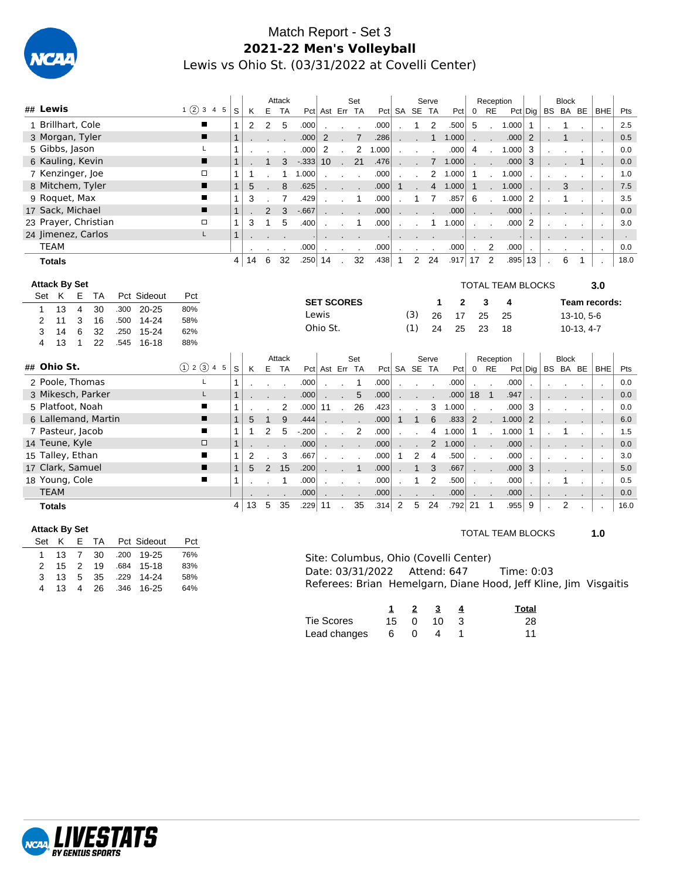# Match Report - Set 3

## 2021-22 Men's Volleyball

Lewis vs Ohio St. (03/31/2022 at Covelli Center)

| ## | Lewis | 1 ② 3 4 5 | S | Attack K | E | TA | Pct | Set Ast | Err | TA | Pct | Serve SA | SE | TA | Pct | Reception 0 | RE | Pct | Dig | Block BS | BA | BE | BHE | Pts |
|---|---|---|---|---|---|---|---|---|---|---|---|---|---|---|---|---|---|---|---|---|---|---|---|---|
| 1 | Brillhart, Cole | ■ | 1 | 2 | 2 | 5 | .000 | . | . | . | .000 | . | 1 | 2 | .500 | 5 | . | 1.000 | 1 | . | 1 | . | . | 2.5 |
| 3 | Morgan, Tyler | ■ | 1 | . | . | . | .000 | 2 | . | 7 | .286 | . | . | 1 | 1.000 | . | . | .000 | 2 | . | 1 | . | . | 0.5 |
| 5 | Gibbs, Jason | L | 1 | . | . | . | .000 | 2 | . | 2 | 1.000 | . | . | . | .000 | 4 | . | 1.000 | 3 | . | . | . | . | 0.0 |
| 6 | Kauling, Kevin | ■ | 1 | . | 1 | 3 | -.333 | 10 | . | 21 | .476 | . | . | 7 | 1.000 | . | . | .000 | 3 | . | . | 1 | . | 0.0 |
| 7 | Kenzinger, Joe | □ | 1 | 1 | . | 1 | 1.000 | . | . | . | .000 | . | . | 2 | 1.000 | 1 | . | 1.000 | . | . | . | . | . | 1.0 |
| 8 | Mitchem, Tyler | ■ | 1 | 5 | . | 8 | .625 | . | . | . | .000 | 1 | . | 4 | 1.000 | 1 | . | 1.000 | . | . | 3 | . | . | 7.5 |
| 9 | Roquet, Max | ■ | 1 | 3 | . | 7 | .429 | . | . | 1 | .000 | . | 1 | 7 | .857 | 6 | . | 1.000 | 2 | . | 1 | . | . | 3.5 |
| 17 | Sack, Michael | ■ | 1 | . | 2 | 3 | -.667 | . | . | . | .000 | . | . | . | .000 | . | . | .000 | . | . | . | . | . | 0.0 |
| 23 | Prayer, Christian | □ | 1 | 3 | 1 | 5 | .400 | . | . | 1 | .000 | . | . | 1 | 1.000 | . | . | .000 | 2 | . | . | . | . | 3.0 |
| 24 | Jimenez, Carlos | L | 1 | . | . | . | . | . | . | . | . | . | . | . | . | . | . | . | . | . | . | . | . | . |
| | TEAM | | | . | . | . | .000 | . | . | . | .000 | . | . | . | .000 | . | 2 | .000 | . | . | . | . | . | 0.0 |
| | **Totals** | | 4 | 14 | 6 | 32 | .250 | 14 | . | 32 | .438 | 1 | 2 | 24 | .917 | 17 | 2 | .895 | 13 | . | 6 | 1 | . | 18.0 |

**Attack By Set**

| Set | K | E | TA | Pct | Sideout | Pct |
|---|---|---|---|---|---|---|
| 1 | 13 | 4 | 30 | .300 | 20-25 | 80% |
| 2 | 11 | 3 | 16 | .500 | 14-24 | 58% |
| 3 | 14 | 6 | 32 | .250 | 15-24 | 62% |
| 4 | 13 | 1 | 22 | .545 | 16-18 | 88% |

TOTAL TEAM BLOCKS **3.0**

| SET SCORES | | 1 | 2 | 3 | 4 | Team records: |
|---|---|---|---|---|---|---|
| Lewis | (3) | 26 | 17 | 25 | 25 | 13-10, 5-6 |
| Ohio St. | (1) | 24 | 25 | 23 | 18 | 10-13, 4-7 |

| ## | Ohio St. | ① 2 ③ 4 5 | S | Attack K | E | TA | Pct | Set Ast | Err | TA | Pct | Serve SA | SE | TA | Pct | Reception 0 | RE | Pct | Dig | Block BS | BA | BE | BHE | Pts |
|---|---|---|---|---|---|---|---|---|---|---|---|---|---|---|---|---|---|---|---|---|---|---|---|---|
| 2 | Poole, Thomas | L | 1 | . | . | . | .000 | . | . | 1 | .000 | . | . | . | .000 | . | . | .000 | . | . | . | . | . | 0.0 |
| 3 | Mikesch, Parker | L | 1 | . | . | . | .000 | . | . | 5 | .000 | . | . | . | .000 | 18 | 1 | .947 | . | . | . | . | . | 0.0 |
| 5 | Platfoot, Noah | ■ | 1 | . | . | 2 | .000 | 11 | . | 26 | .423 | . | . | 3 | 1.000 | . | . | .000 | 3 | . | . | . | . | 0.0 |
| 6 | Lallemand, Martin | ■ | 1 | 5 | 1 | 9 | .444 | . | . | . | .000 | 1 | 1 | 6 | .833 | 2 | . | 1.000 | 2 | . | . | . | . | 6.0 |
| 7 | Pasteur, Jacob | ■ | 1 | 1 | 2 | 5 | -.200 | . | . | 2 | .000 | . | . | 4 | 1.000 | 1 | . | 1.000 | 1 | . | 1 | . | . | 1.5 |
| 14 | Teune, Kyle | □ | 1 | . | . | . | .000 | . | . | . | .000 | . | . | 2 | 1.000 | . | . | .000 | . | . | . | . | . | 0.0 |
| 15 | Talley, Ethan | ■ | 1 | 2 | . | 3 | .667 | . | . | . | .000 | 1 | 2 | 4 | .500 | . | . | .000 | . | . | . | . | . | 3.0 |
| 17 | Clark, Samuel | ■ | 1 | 5 | 2 | 15 | .200 | . | . | 1 | .000 | . | 1 | 3 | .667 | . | . | .000 | 3 | . | . | . | . | 5.0 |
| 18 | Young, Cole | ■ | 1 | . | . | 1 | .000 | . | . | . | .000 | . | 1 | 2 | .500 | . | . | .000 | . | . | 1 | . | . | 0.5 |
| | TEAM | | | . | . | . | .000 | . | . | . | .000 | . | . | . | .000 | . | . | .000 | . | . | . | . | . | 0.0 |
| | **Totals** | | 4 | 13 | 5 | 35 | .229 | 11 | . | 35 | .314 | 2 | 5 | 24 | .792 | 21 | 1 | .955 | 9 | . | 2 | . | . | 16.0 |

**Attack By Set**

| Set | K | E | TA | Pct | Sideout | Pct |
|---|---|---|---|---|---|---|
| 1 | 13 | 7 | 30 | .200 | 19-25 | 76% |
| 2 | 15 | 2 | 19 | .684 | 15-18 | 83% |
| 3 | 13 | 5 | 35 | .229 | 14-24 | 58% |
| 4 | 13 | 4 | 26 | .346 | 16-25 | 64% |

TOTAL TEAM BLOCKS **1.0**

Site: Columbus, Ohio (Covelli Center)
Date: 03/31/2022 Attend: 647 Time: 0:03
Referees: Brian Hemelgarn, Diane Hood, Jeff Kline, Jim Visgaitis

| | 1 | 2 | 3 | 4 | Total |
|---|---|---|---|---|---|
| Tie Scores | 15 | 0 | 10 | 3 | 28 |
| Lead changes | 6 | 0 | 4 | 1 | 11 |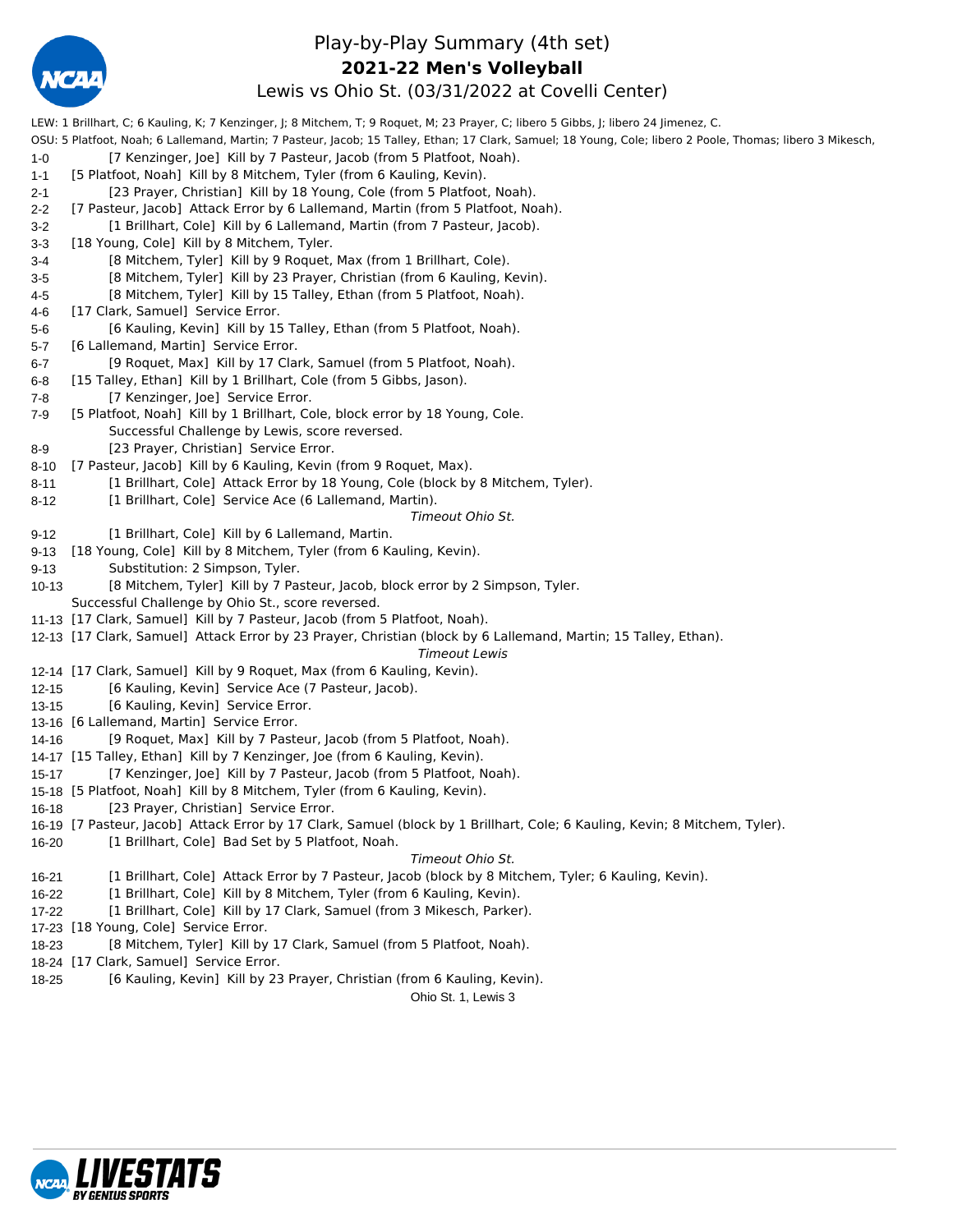# Play-by-Play Summary (4th set)

## 2021-22 Men's Volleyball

### Lewis vs Ohio St. (03/31/2022 at Covelli Center)

LEW: 1 Brillhart, C; 6 Kauling, K; 7 Kenzinger, J; 8 Mitchem, T; 9 Roquet, M; 23 Prayer, C; libero 5 Gibbs, J; libero 24 Jimenez, C.

OSU: 5 Platfoot, Noah; 6 Lallemand, Martin; 7 Pasteur, Jacob; 15 Talley, Ethan; 17 Clark, Samuel; 18 Young, Cole; libero 2 Poole, Thomas; libero 3 Mikesch,

| Score | Play |
|---|---|
| 1-0 | [7 Kenzinger, Joe] Kill by 7 Pasteur, Jacob (from 5 Platfoot, Noah). |
| 1-1 | [5 Platfoot, Noah] Kill by 8 Mitchem, Tyler (from 6 Kauling, Kevin). |
| 2-1 | [23 Prayer, Christian] Kill by 18 Young, Cole (from 5 Platfoot, Noah). |
| 2-2 | [7 Pasteur, Jacob] Attack Error by 6 Lallemand, Martin (from 5 Platfoot, Noah). |
| 3-2 | [1 Brillhart, Cole] Kill by 6 Lallemand, Martin (from 7 Pasteur, Jacob). |
| 3-3 | [18 Young, Cole] Kill by 8 Mitchem, Tyler. |
| 3-4 | [8 Mitchem, Tyler] Kill by 9 Roquet, Max (from 1 Brillhart, Cole). |
| 3-5 | [8 Mitchem, Tyler] Kill by 23 Prayer, Christian (from 6 Kauling, Kevin). |
| 4-5 | [8 Mitchem, Tyler] Kill by 15 Talley, Ethan (from 5 Platfoot, Noah). |
| 4-6 | [17 Clark, Samuel] Service Error. |
| 5-6 | [6 Kauling, Kevin] Kill by 15 Talley, Ethan (from 5 Platfoot, Noah). |
| 5-7 | [6 Lallemand, Martin] Service Error. |
| 6-7 | [9 Roquet, Max] Kill by 17 Clark, Samuel (from 5 Platfoot, Noah). |
| 6-8 | [15 Talley, Ethan] Kill by 1 Brillhart, Cole (from 5 Gibbs, Jason). |
| 7-8 | [7 Kenzinger, Joe] Service Error. |
| 7-9 | [5 Platfoot, Noah] Kill by 1 Brillhart, Cole, block error by 18 Young, Cole. |
| | Successful Challenge by Lewis, score reversed. |
| 8-9 | [23 Prayer, Christian] Service Error. |
| 8-10 | [7 Pasteur, Jacob] Kill by 6 Kauling, Kevin (from 9 Roquet, Max). |
| 8-11 | [1 Brillhart, Cole] Attack Error by 18 Young, Cole (block by 8 Mitchem, Tyler). |
| 8-12 | [1 Brillhart, Cole] Service Ace (6 Lallemand, Martin). |
| | *Timeout Ohio St.* |
| 9-12 | [1 Brillhart, Cole] Kill by 6 Lallemand, Martin. |
| 9-13 | [18 Young, Cole] Kill by 8 Mitchem, Tyler (from 6 Kauling, Kevin). |
| 9-13 | Substitution: 2 Simpson, Tyler. |
| 10-13 | [8 Mitchem, Tyler] Kill by 7 Pasteur, Jacob, block error by 2 Simpson, Tyler. |
| | Successful Challenge by Ohio St., score reversed. |
| 11-13 | [17 Clark, Samuel] Kill by 7 Pasteur, Jacob (from 5 Platfoot, Noah). |
| 12-13 | [17 Clark, Samuel] Attack Error by 23 Prayer, Christian (block by 6 Lallemand, Martin; 15 Talley, Ethan). |
| | *Timeout Lewis* |
| 12-14 | [17 Clark, Samuel] Kill by 9 Roquet, Max (from 6 Kauling, Kevin). |
| 12-15 | [6 Kauling, Kevin] Service Ace (7 Pasteur, Jacob). |
| 13-15 | [6 Kauling, Kevin] Service Error. |
| 13-16 | [6 Lallemand, Martin] Service Error. |
| 14-16 | [9 Roquet, Max] Kill by 7 Pasteur, Jacob (from 5 Platfoot, Noah). |
| 14-17 | [15 Talley, Ethan] Kill by 7 Kenzinger, Joe (from 6 Kauling, Kevin). |
| 15-17 | [7 Kenzinger, Joe] Kill by 7 Pasteur, Jacob (from 5 Platfoot, Noah). |
| 15-18 | [5 Platfoot, Noah] Kill by 8 Mitchem, Tyler (from 6 Kauling, Kevin). |
| 16-18 | [23 Prayer, Christian] Service Error. |
| 16-19 | [7 Pasteur, Jacob] Attack Error by 17 Clark, Samuel (block by 1 Brillhart, Cole; 6 Kauling, Kevin; 8 Mitchem, Tyler). |
| 16-20 | [1 Brillhart, Cole] Bad Set by 5 Platfoot, Noah. |
| | *Timeout Ohio St.* |
| 16-21 | [1 Brillhart, Cole] Attack Error by 7 Pasteur, Jacob (block by 8 Mitchem, Tyler; 6 Kauling, Kevin). |
| 16-22 | [1 Brillhart, Cole] Kill by 8 Mitchem, Tyler (from 6 Kauling, Kevin). |
| 17-22 | [1 Brillhart, Cole] Kill by 17 Clark, Samuel (from 3 Mikesch, Parker). |
| 17-23 | [18 Young, Cole] Service Error. |
| 18-23 | [8 Mitchem, Tyler] Kill by 17 Clark, Samuel (from 5 Platfoot, Noah). |
| 18-24 | [17 Clark, Samuel] Service Error. |
| 18-25 | [6 Kauling, Kevin] Kill by 23 Prayer, Christian (from 6 Kauling, Kevin). |

Ohio St. 1, Lewis 3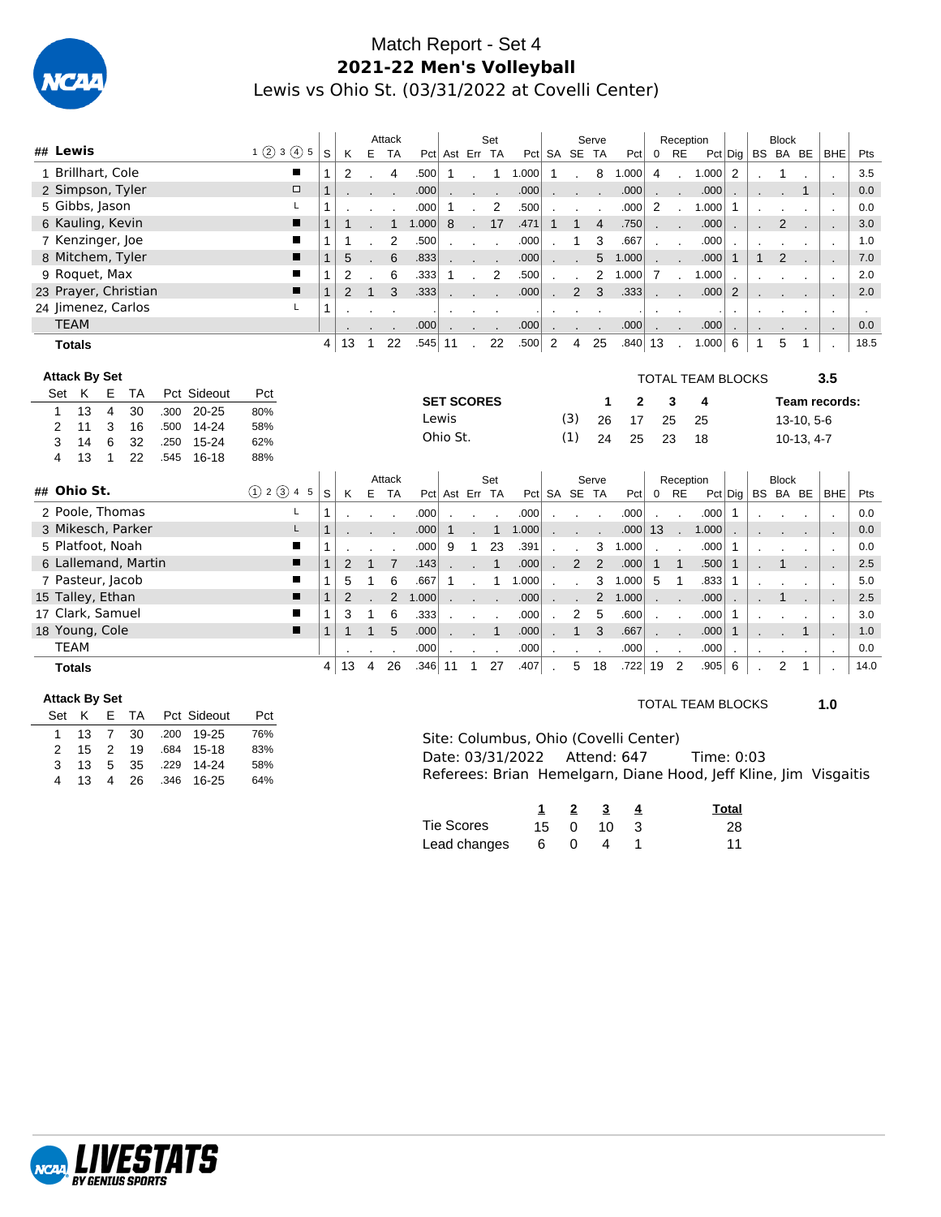# Match Report - Set 4

## 2021-22 Men's Volleyball

Lewis vs Ohio St. (03/31/2022 at Covelli Center)

| ## | Lewis | 1 ② 3 ④ 5 | S | K | E | TA | Pct | Ast | Err | TA | Pct | SA | SE | TA | Pct | 0 | RE | Pct | Dig | BS | BA | BE | BHE | Pts |
|---|---|---|---|---|---|---|---|---|---|---|---|---|---|---|---|---|---|---|---|---|---|---|---|---|
| | | | | Attack | | | | Set | | | | Serve | | | | Reception | | | | Block | | | | |
| 1 | Brillhart, Cole | ■ | 1 | 2 | . | 4 | .500 | 1 | . | 1 | 1.000 | 1 | . | 8 | 1.000 | 4 | . | 1.000 | 2 | . | 1 | . | . | 3.5 |
| 2 | Simpson, Tyler | □ | 1 | . | . | . | .000 | . | . | . | .000 | . | . | . | .000 | . | . | .000 | . | . | . | 1 | . | 0.0 |
| 5 | Gibbs, Jason | L | 1 | . | . | . | .000 | 1 | . | 2 | .500 | . | . | . | .000 | 2 | . | 1.000 | 1 | . | . | . | . | 0.0 |
| 6 | Kauling, Kevin | ■ | 1 | 1 | . | 1 | 1.000 | 8 | . | 17 | .471 | 1 | 1 | 4 | .750 | . | . | .000 | . | . | 2 | . | . | 3.0 |
| 7 | Kenzinger, Joe | ■ | 1 | 1 | . | 2 | .500 | . | . | . | .000 | . | 1 | 3 | .667 | . | . | .000 | . | . | . | . | . | 1.0 |
| 8 | Mitchem, Tyler | ■ | 1 | 5 | . | 6 | .833 | . | . | . | .000 | . | . | 5 | 1.000 | . | . | .000 | 1 | 1 | 2 | . | . | 7.0 |
| 9 | Roquet, Max | ■ | 1 | 2 | . | 6 | .333 | 1 | . | 2 | .500 | . | . | 2 | 1.000 | 7 | . | 1.000 | . | . | . | . | . | 2.0 |
| 23 | Prayer, Christian | ■ | 1 | 2 | 1 | 3 | .333 | . | . | . | .000 | . | 2 | 3 | .333 | . | . | .000 | 2 | . | . | . | . | 2.0 |
| 24 | Jimenez, Carlos | L | 1 | . | . | . | . | . | . | . | . | . | . | . | . | . | . | . | . | . | . | . | . | . |
| | TEAM | | | . | . | . | .000 | . | . | . | .000 | . | . | . | .000 | . | . | .000 | . | . | . | . | . | 0.0 |
| | **Totals** | | 4 | 13 | 1 | 22 | .545 | 11 | . | 22 | .500 | 2 | 4 | 25 | .840 | 13 | . | 1.000 | 6 | 1 | 5 | 1 | . | 18.5 |

**Attack By Set**

| Set | K | E | TA | Pct | Sideout | Pct |
|---|---|---|---|---|---|---|
| 1 | 13 | 4 | 30 | .300 | 20-25 | 80% |
| 2 | 11 | 3 | 16 | .500 | 14-24 | 58% |
| 3 | 14 | 6 | 32 | .250 | 15-24 | 62% |
| 4 | 13 | 1 | 22 | .545 | 16-18 | 88% |

TOTAL TEAM BLOCKS 3.5

| SET SCORES | | 1 | 2 | 3 | 4 | Team records: |
|---|---|---|---|---|---|---|
| Lewis | (3) | 26 | 17 | 25 | 25 | 13-10, 5-6 |
| Ohio St. | (1) | 24 | 25 | 23 | 18 | 10-13, 4-7 |

| ## | Ohio St. | ① 2 ③ 4 5 | S | K | E | TA | Pct | Ast | Err | TA | Pct | SA | SE | TA | Pct | 0 | RE | Pct | Dig | BS | BA | BE | BHE | Pts |
|---|---|---|---|---|---|---|---|---|---|---|---|---|---|---|---|---|---|---|---|---|---|---|---|---|
| | | | | Attack | | | | Set | | | | Serve | | | | Reception | | | | Block | | | | |
| 2 | Poole, Thomas | L | 1 | . | . | . | .000 | . | . | . | .000 | . | . | . | .000 | . | . | .000 | 1 | . | . | . | . | 0.0 |
| 3 | Mikesch, Parker | L | 1 | . | . | . | .000 | 1 | . | 1 | 1.000 | . | . | . | .000 | 13 | . | 1.000 | . | . | . | . | . | 0.0 |
| 5 | Platfoot, Noah | ■ | 1 | . | . | . | .000 | 9 | 1 | 23 | .391 | . | . | 3 | 1.000 | . | . | .000 | 1 | . | . | . | . | 0.0 |
| 6 | Lallemand, Martin | ■ | 1 | 2 | 1 | 7 | .143 | . | . | 1 | .000 | . | 2 | 2 | .000 | 1 | 1 | .500 | 1 | . | 1 | . | . | 2.5 |
| 7 | Pasteur, Jacob | ■ | 1 | 5 | 1 | 6 | .667 | 1 | . | 1 | 1.000 | . | . | 3 | 1.000 | 5 | 1 | .833 | 1 | . | . | . | . | 5.0 |
| 15 | Talley, Ethan | ■ | 1 | 2 | . | 2 | 1.000 | . | . | . | .000 | . | . | 2 | 1.000 | . | . | .000 | . | . | 1 | . | . | 2.5 |
| 17 | Clark, Samuel | ■ | 1 | 3 | 1 | 6 | .333 | . | . | . | .000 | . | 2 | 5 | .600 | . | . | .000 | 1 | . | . | . | . | 3.0 |
| 18 | Young, Cole | ■ | 1 | 1 | 1 | 5 | .000 | . | . | 1 | .000 | . | 1 | 3 | .667 | . | . | .000 | 1 | . | . | 1 | . | 1.0 |
| | TEAM | | | . | . | . | .000 | . | . | . | .000 | . | . | . | .000 | . | . | .000 | . | . | . | . | . | 0.0 |
| | **Totals** | | 4 | 13 | 4 | 26 | .346 | 11 | 1 | 27 | .407 | . | 5 | 18 | .722 | 19 | 2 | .905 | 6 | . | 2 | 1 | . | 14.0 |

**Attack By Set**

| Set | K | E | TA | Pct | Sideout | Pct |
|---|---|---|---|---|---|---|
| 1 | 13 | 7 | 30 | .200 | 19-25 | 76% |
| 2 | 15 | 2 | 19 | .684 | 15-18 | 83% |
| 3 | 13 | 5 | 35 | .229 | 14-24 | 58% |
| 4 | 13 | 4 | 26 | .346 | 16-25 | 64% |

TOTAL TEAM BLOCKS 1.0

Site: Columbus, Ohio (Covelli Center)
Date: 03/31/2022 Attend: 647 Time: 0:03
Referees: Brian Hemelgarn, Diane Hood, Jeff Kline, Jim Visgaitis

| | 1 | 2 | 3 | 4 | Total |
|---|---|---|---|---|---|
| Tie Scores | 15 | 0 | 10 | 3 | 28 |
| Lead changes | 6 | 0 | 4 | 1 | 11 |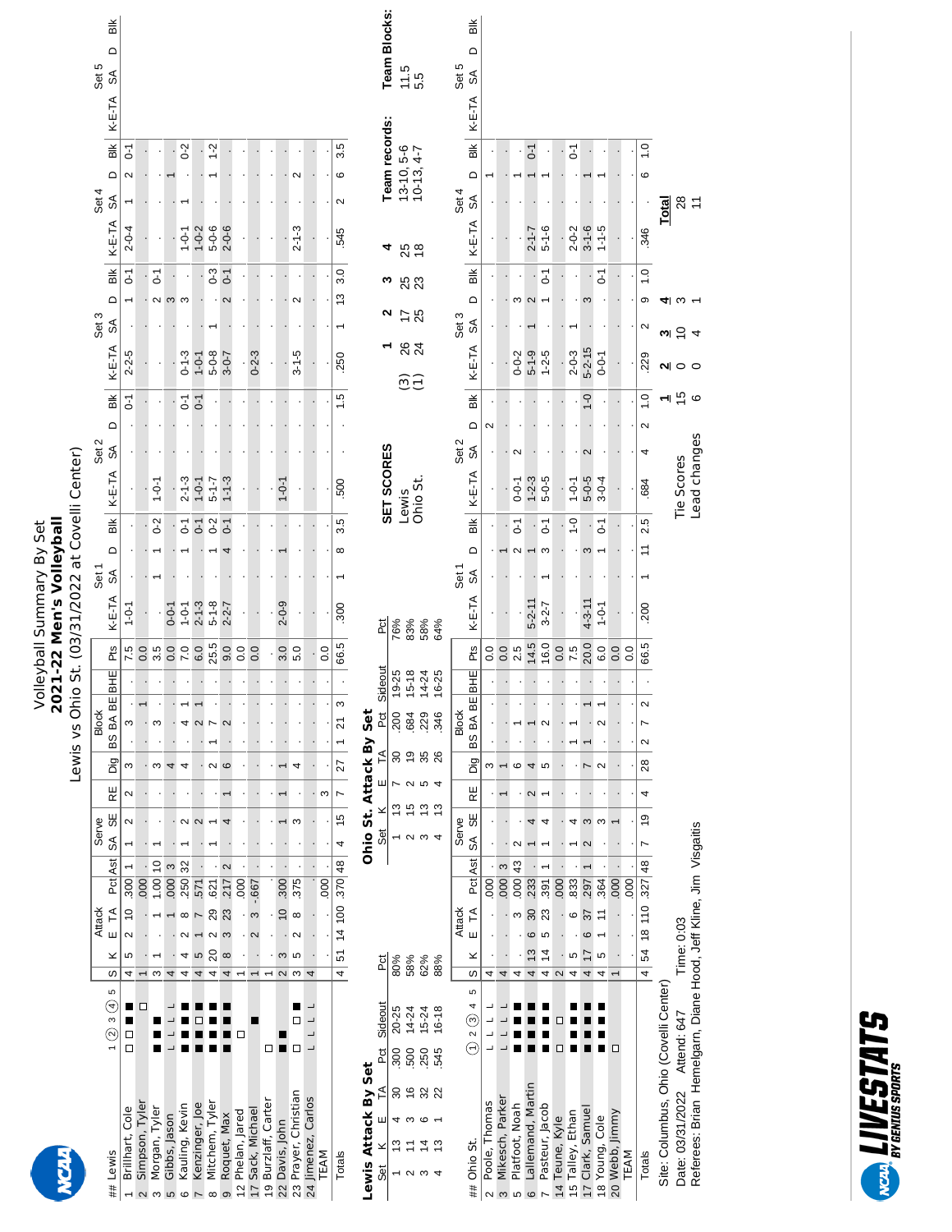# Volleyball Summary By Set

## 2021-22 Men's Volleyball

### Lewis vs Ohio St. (03/31/2022 at Covelli Center)

| ## | Lewis | S | K | E | TA | Pct | Ast | SA | SE | RE | Dig | BS | BA | BE | BHE | Pts | Set 1 K-E-TA | Set 1 SA | Set 1 D | Set 1 Blk | Set 2 K-E-TA | Set 2 SA | Set 2 D | Set 2 Blk | Set 3 K-E-TA | Set 3 SA | Set 3 D | Set 3 Blk | Set 4 K-E-TA | Set 4 SA | Set 4 D | Set 4 Blk |
|---|---|---|---|---|---|---|---|---|---|---|---|---|---|---|---|---|---|---|---|---|---|---|---|---|---|---|---|---|---|---|---|---|
| 1 | Brillhart, Cole | 4 | 5 | 2 | 10 | .300 | 1 | 1 | 2 | 2 | 3 | . | 3 | . | . | 7.5 | 1-0-1 | . | . | . | . | . | . | 0-1 | 2-2-5 | . | 1 | 0-1 | 2-0-4 | 1 | 2 | 0-1 |
| 2 | Simpson, Tyler | 1 | . | . | . | .000 | . | . | . | . | . | . | . | 1 | . | 0.0 | . | . | . | . | . | . | . | . | . | . | . | . | . | . | . | . |
| 3 | Morgan, Tyler | 3 | 1 | . | 1 | 1.00 | 10 | 1 | . | . | 3 | . | 3 | . | . | 3.5 | . | 1 | 1 | 0-2 | 1-0-1 | . | . | . | . | . | 2 | 0-1 | . | . | . | . |
| 5 | Gibbs, Jason | 4 | . | . | 1 | .000 | 3 | . | . | . | 4 | . | . | . | . | 0.0 | 0-0-1 | . | . | . | . | . | . | . | . | . | 3 | . | . | . | 1 | . |
| 6 | Kauling, Kevin | 4 | 4 | 2 | 8 | .250 | 32 | 1 | 2 | . | 4 | . | 4 | 1 | . | 7.0 | 1-0-1 | . | 1 | 0-1 | 2-1-3 | . | . | 0-1 | 0-1-3 | . | 3 | . | 1-0-1 | 1 | . | 0-2 |
| 7 | Kenzinger, Joe | 4 | 5 | 1 | 7 | .571 | . | . | 2 | . | . | . | 2 | 1 | . | 6.0 | 2-1-3 | . | . | 0-1 | 1-0-1 | . | . | 0-1 | 1-0-1 | . | . | . | 1-0-2 | . | . | . |
| 8 | Mitchem, Tyler | 4 | 20 | 2 | 29 | .621 | . | 1 | 1 | . | 2 | 1 | 7 | . | . | 25.5 | 5-1-8 | . | 1 | 0-2 | 5-1-7 | . | . | . | 5-0-8 | 1 | . | 0-3 | 5-0-6 | . | 1 | 1-2 |
| 9 | Roquet, Max | 4 | 8 | 3 | 23 | .217 | 2 | . | 4 | 1 | 6 | . | 2 | . | . | 9.0 | 2-2-7 | . | 4 | 0-1 | 1-1-3 | . | . | . | 3-0-7 | . | 2 | 0-1 | 2-0-6 | . | . | . |
| 12 | Phelan, Jared | 1 | . | . | . | .000 | . | . | . | . | . | . | . | . | . | 0.0 | . | . | . | . | . | . | . | . | . | . | . | . | . | . | . | . |
| 17 | Sack, Michael | 1 | . | 2 | 3 | -.667 | . | . | . | . | . | . | . | . | . | 0.0 | . | . | . | . | . | . | . | . | 0-2-3 | . | . | . | . | . | . | . |
| 19 | Burzlaff, Carter | 1 | . | . | . | . | . | . | . | . | . | . | . | . | . | . | . | . | . | . | . | . | . | . | . | . | . | . | . | . | . | . |
| 22 | Davis, John | 2 | 3 | . | 10 | .300 | . | . | 1 | 1 | 1 | . | . | . | . | 3.0 | 2-0-9 | . | 1 | . | 1-0-1 | . | . | . | . | . | . | . | . | . | . | . |
| 23 | Prayer, Christian | 3 | 5 | 2 | 8 | .375 | . | . | 3 | . | 4 | . | . | . | . | 5.0 | . | . | . | . | . | . | . | . | 3-1-5 | . | 2 | . | 2-1-3 | . | 2 | . |
| 24 | Jimenez, Carlos | 4 | . | . | . | . | . | . | . | . | . | . | . | . | . | . | . | . | . | . | . | . | . | . | . | . | . | . | . | . | . | . |
| | TEAM | | . | . | . | .000 | . | . | . | 3 | . | . | . | . | . | 0.0 | . | . | . | . | . | . | . | . | . | . | . | . | . | . | . | . |
| | Totals | 4 | 51 | 14 | 100 | .370 | 48 | 4 | 15 | 7 | 27 | 1 | 21 | 3 | . | 66.5 | .300 | 1 | 8 | 3.5 | .500 | . | . | 1.5 | .250 | 1 | 13 | 3.0 | .545 | 2 | 6 | 3.5 |

**Lewis Attack By Set**

| Set | K | E | TA | Pct | Sideout | Pct |
|---|---|---|---|---|---|---|
| 1 | 13 | 4 | 30 | .300 | 20-25 | 80% |
| 2 | 11 | 3 | 16 | .500 | 14-24 | 58% |
| 3 | 14 | 6 | 32 | .250 | 15-24 | 62% |
| 4 | 13 | 1 | 22 | .545 | 16-18 | 88% |

**Ohio St. Attack By Set**

| Set | K | E | TA | Pct | Sideout | Pct |
|---|---|---|---|---|---|---|
| 1 | 13 | 7 | 30 | .200 | 19-25 | 76% |
| 2 | 15 | 2 | 19 | .684 | 15-18 | 83% |
| 3 | 13 | 5 | 35 | .229 | 14-24 | 58% |
| 4 | 13 | 4 | 26 | .346 | 16-25 | 64% |

| ## | Ohio St. | S | K | E | TA | Pct | Ast | SA | SE | RE | Dig | BS | BA | BE | BHE | Pts | Set 1 K-E-TA | Set 1 SA | Set 1 D | Set 1 Blk | Set 2 K-E-TA | Set 2 SA | Set 2 D | Set 2 Blk | Set 3 K-E-TA | Set 3 SA | Set 3 D | Set 3 Blk | Set 4 K-E-TA | Set 4 SA | Set 4 D | Set 4 Blk |
|---|---|---|---|---|---|---|---|---|---|---|---|---|---|---|---|---|---|---|---|---|---|---|---|---|---|---|---|---|---|---|---|---|
| 2 | Poole, Thomas | 4 | . | . | . | .000 | . | . | . | . | 3 | . | . | . | . | 0.0 | . | . | . | . | . | . | 2 | . | . | . | . | . | . | . | 1 | . |
| 3 | Mikesch, Parker | 4 | . | . | . | .000 | 3 | . | . | 1 | 1 | . | . | . | . | 0.0 | . | . | 1 | . | . | . | . | . | . | . | . | . | . | . | . | . |
| 5 | Platfoot, Noah | 4 | . | . | 3 | .000 | 43 | 2 | . | . | 6 | . | 1 | . | . | 2.5 | . | . | 2 | 0-1 | 0-0-1 | 2 | . | . | 0-0-2 | . | 3 | . | . | . | 1 | . |
| 6 | Lallemand, Martin | 4 | 13 | 6 | 30 | .233 | . | 1 | 4 | 2 | 4 | . | 1 | . | . | 14.5 | 5-2-11 | . | 1 | . | 1-2-3 | . | . | . | 5-1-9 | 1 | 2 | . | 2-1-7 | . | 1 | 0-1 |
| 7 | Pasteur, Jacob | 4 | 14 | 5 | 23 | .391 | 1 | 1 | 4 | 1 | 5 | . | 2 | . | . | 16.0 | 3-2-7 | 1 | 3 | 0-1 | 5-0-5 | . | . | . | 1-2-5 | . | 1 | 0-1 | 5-1-6 | . | 1 | . |
| 14 | Teune, Kyle | 2 | . | . | . | .000 | . | . | . | . | . | . | . | . | . | 0.0 | . | . | . | . | . | . | . | . | . | . | . | . | . | . | . | . |
| 15 | Talley, Ethan | 4 | 5 | . | 6 | .833 | . | 1 | 4 | . | . | 1 | 1 | . | . | 7.5 | . | . | . | 1-0 | 1-0-1 | . | . | . | 2-0-3 | 1 | . | . | 2-0-2 | . | . | 0-1 |
| 17 | Clark, Samuel | 4 | 17 | 6 | 37 | .297 | 1 | 2 | 3 | . | 7 | 1 | . | 1 | . | 20.0 | 4-3-11 | . | 3 | . | 5-0-5 | 2 | . | 1-0 | 5-2-15 | . | 3 | . | 3-1-6 | . | 1 | . |
| 18 | Young, Cole | 4 | 5 | 1 | 11 | .364 | . | . | 3 | . | 2 | . | 2 | 1 | . | 6.0 | 1-0-1 | . | 1 | 0-1 | 3-0-4 | . | . | . | 0-0-1 | . | . | 0-1 | 1-1-5 | . | 1 | . |
| 20 | Webb, Jimmy | 1 | . | . | . | .000 | . | . | 1 | . | . | . | . | . | . | 0.0 | . | . | . | . | . | . | . | . | . | . | . | . | . | . | . | . |
| | TEAM | | . | . | . | .000 | . | . | . | . | . | . | . | . | . | 0.0 | . | . | . | . | . | . | . | . | . | . | . | . | . | . | . | . |
| | Totals | 4 | 54 | 18 | 110 | .327 | 48 | 7 | 19 | 4 | 28 | 2 | 7 | 2 | . | 66.5 | .200 | 1 | 11 | 2.5 | .684 | 4 | 2 | 1.0 | .229 | 2 | 9 | 1.0 | .346 | . | 6 | 1.0 |

**SET SCORES**

| | | 1 | 2 | 3 | 4 | Team records: | Team Blocks: |
|---|---|---|---|---|---|---|---|
| Lewis | (3) | 26 | 17 | 25 | 25 | 13-10, 5-6 | 11.5 |
| Ohio St. | (1) | 24 | 25 | 23 | 18 | 10-13, 4-7 | 5.5 |

| | 1 | 2 | 3 | 4 | Total |
|---|---|---|---|---|---|
| Tie Scores | 15 | 0 | 10 | 3 | 28 |
| Lead changes | 6 | 0 | 4 | 1 | 11 |

Site: Columbus, Ohio (Covelli Center)
Date: 03/31/2022 Attend: 647 Time: 0:03
Referees: Brian Hemelgarn, Diane Hood, Jeff Kline, Jim Visgaitis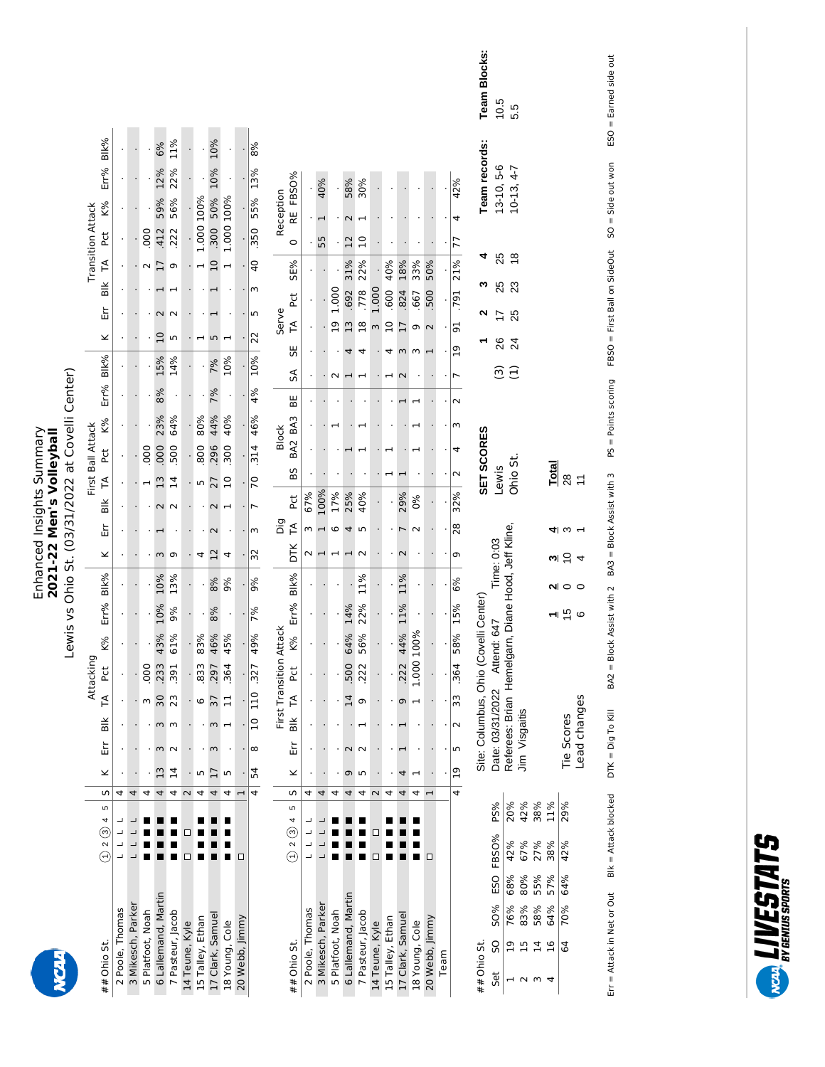# Enhanced Insights Summary
## 2021-22 Men's Volleyball
### Lewis vs Ohio St. (03/31/2022 at Covelli Center)

| ## Ohio St. | 1 2 3 4 5 (sets 1 and 3 circled) | S | Attacking K | Err | Blk | TA | Pct | K% | Err% | Blk% | First Ball Attack K | Err | Blk | TA | Pct | K% | Err% | Blk% | Transition Attack K | Err | Blk | TA | Pct | K% | Err% | Blk% |
|---|---|---|---|---|---|---|---|---|---|---|---|---|---|---|---|---|---|---|---|---|---|---|---|---|---|---|
| 2 Poole, Thomas | L L L L | 4 | . | . | . | . | . | . | . | . | . | . | . | . | . | . | . | . | . | . | . | . | . | . | . | . |
| 3 Mikesch, Parker | L L L L | 4 | . | . | . | . | . | . | . | . | . | . | . | . | . | . | . | . | . | . | . | . | . | . | . | . |
| 5 Platfoot, Noah | ■ ■ ■ ■ | 4 | . | . | . | 3 | .000 | . | . | . | . | . | . | 1 | .000 | . | . | . | . | . | . | 2 | .000 | . | . | . |
| 6 Lallemand, Martin | ■ ■ ■ ■ | 4 | 13 | 3 | 3 | 30 | .233 | 43% | 10% | 10% | 3 | 1 | 2 | 13 | .000 | 23% | 8% | 15% | 10 | 2 | 1 | 17 | .412 | 59% | 12% | 6% |
| 7 Pasteur, Jacob | ■ ■ ■ ■ | 4 | 14 | 2 | 3 | 23 | .391 | 61% | 9% | 13% | 9 | . | 2 | 14 | .500 | 64% | . | 14% | 5 | 2 | 1 | 9 | .222 | 56% | 22% | 11% |
| 14 Teune, Kyle | □ □ | 2 | . | . | . | . | . | . | . | . | . | . | . | . | . | . | . | . | . | . | . | . | . | . | . | . |
| 15 Talley, Ethan | ■ ■ ■ ■ | 4 | 5 | . | . | 6 | .833 | 83% | . | . | 4 | . | . | 5 | .800 | 80% | . | . | 1 | . | . | 1 | 1.000 | 100% | . | . |
| 17 Clark, Samuel | ■ ■ ■ ■ | 4 | 17 | 3 | 3 | 37 | .297 | 46% | 8% | 8% | 12 | 2 | 2 | 27 | .296 | 44% | 7% | 7% | 5 | 1 | 1 | 10 | .300 | 50% | 10% | 10% |
| 18 Young, Cole | ■ ■ ■ | 4 | 5 | . | 1 | 11 | .364 | 45% | . | 9% | 4 | . | 1 | 10 | .300 | 40% | . | 10% | 1 | . | . | 1 | 1.000 | 100% | . | . |
| 20 Webb, Jimmy | □ | 1 | . | . | . | . | . | . | . | . | . | . | . | . | . | . | . | . | . | . | . | . | . | . | . | . |
| | | 4 | 54 | 8 | 10 | 110 | .327 | 49% | 7% | 9% | 32 | 3 | 7 | 70 | .314 | 46% | 4% | 10% | 22 | 5 | 3 | 40 | .350 | 55% | 13% | 8% |

| ## Ohio St. | 1 2 3 4 5 (sets 1 and 3 circled) | S | First Transition Attack K | Err | Blk | TA | Pct | K% | Err% | Blk% | Dig DTK | TA | Pct | Block BS | BA2 | BA3 | BE | Serve SA | SE | TA | Pct | SE% | Reception O | RE | FBSO% |
|---|---|---|---|---|---|---|---|---|---|---|---|---|---|---|---|---|---|---|---|---|---|---|---|---|---|
| 2 Poole, Thomas | L L L L | 4 | . | . | . | . | . | . | . | . | 2 | 3 | 67% | . | . | . | . | . | . | . | . | . | . | . | . |
| 3 Mikesch, Parker | L L L L | 4 | . | . | . | . | . | . | . | . | 1 | 1 | 100% | . | . | . | . | . | . | . | . | . | 55 | 1 | 40% |
| 5 Platfoot, Noah | ■ ■ ■ ■ | 4 | . | . | . | . | . | . | . | . | 1 | 6 | 17% | . | . | 1 | . | 2 | . | 19 | 1.000 | . | . | . | . |
| 6 Lallemand, Martin | ■ ■ ■ ■ | 4 | 9 | 2 | . | 14 | .500 | 64% | 14% | . | 1 | 4 | 25% | . | 1 | . | . | 1 | 4 | 13 | .692 | 31% | 12 | 2 | 58% |
| 7 Pasteur, Jacob | ■ ■ ■ ■ | 4 | 5 | 2 | 1 | 9 | .222 | 56% | 22% | 11% | 2 | 5 | 40% | . | 1 | 1 | . | 1 | 4 | 18 | .778 | 22% | 10 | 1 | 30% |
| 14 Teune, Kyle | □ □ | 2 | . | . | . | . | . | . | . | . | . | . | . | . | . | . | . | . | . | 3 | 1.000 | . | . | . | . |
| 15 Talley, Ethan | ■ ■ ■ ■ | 4 | . | . | . | . | . | . | . | . | . | . | . | 1 | 1 | . | . | 1 | 4 | 10 | .600 | 40% | . | . | . |
| 17 Clark, Samuel | ■ ■ ■ ■ | 4 | 4 | 1 | 1 | 9 | .222 | 44% | 11% | 11% | 2 | 7 | 29% | 1 | . | . | 1 | 2 | 3 | 17 | .824 | 18% | . | . | . |
| 18 Young, Cole | ■ ■ ■ | 4 | 1 | . | . | 1 | 1.000 | 100% | . | . | . | 2 | 0% | . | 1 | 1 | 1 | . | 3 | 9 | .667 | 33% | . | . | . |
| 20 Webb, Jimmy | □ | 1 | . | . | . | . | . | . | . | . | . | . | . | . | . | . | . | . | 1 | 2 | .500 | 50% | . | . | . |
| Team | | | . | . | . | . | . | . | . | . | . | . | . | . | . | . | . | . | . | . | . | . | . | . | . |
| | | 4 | 19 | 5 | 2 | 33 | .364 | 58% | 15% | 6% | 9 | 28 | 32% | 2 | 4 | 3 | 2 | 7 | 19 | 91 | .791 | 21% | 77 | 4 | 42% |

| ## Ohio St. Set | SO | SO% | ESO | FBSO% | PS% |
|---|---|---|---|---|---|
| 1 | 19 | 76% | 68% | 42% | 20% |
| 2 | 15 | 83% | 80% | 67% | 42% |
| 3 | 14 | 58% | 55% | 27% | 38% |
| 4 | 16 | 64% | 57% | 38% | 11% |
| | 64 | 70% | 64% | 42% | 29% |

Site: Columbus, Ohio (Covelli Center)
Date: 03/31/2022 Attend: 647 Time: 0:03
Referees: Brian Hemelgarn, Diane Hood, Jeff Kline, Jim Visgaitis

| | 1 | 2 | 3 | 4 | Total |
|---|---|---|---|---|---|
| Tie Scores | 15 | 0 | 10 | 3 | 28 |
| Lead changes | 6 | 0 | 4 | 1 | 11 |

| SET SCORES | | 1 | 2 | 3 | 4 | Team records: | Team Blocks: |
|---|---|---|---|---|---|---|---|
| Lewis | (3) | 26 | 17 | 25 | 25 | 13-10, 5-6 | 10.5 |
| Ohio St. | (1) | 24 | 25 | 23 | 18 | 10-13, 4-7 | 5.5 |

Err = Attack in Net or Out  Blk = Attack blocked  DTK = Dig To Kill  BA2 = Block Assist with 2  BA3 = Block Assist with 3  PS = Points scoring  FBSO = First Ball on SideOut  SO = Side out won  ESO = Earned side out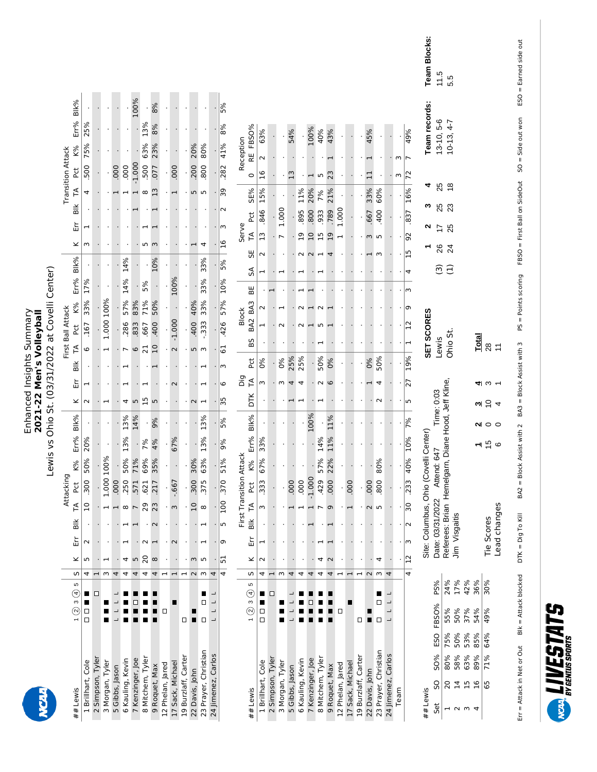# Enhanced Insights Summary
## 2021-22 Men's Volleyball
### Lewis vs Ohio St. (03/31/2022 at Covelli Center)

| ## Lewis | 1 ② 3 ④ 5 | S | Attacking K | Err | Blk | TA | Pct | K% | Err% | Blk% | First Ball Attack K | Err | Blk | TA | Pct | K% | Err% | Blk% | Transition Attack K | Err | Blk | TA | Pct | K% | Err% | Blk% |
|---|---|---|---|---|---|---|---|---|---|---|---|---|---|---|---|---|---|---|---|---|---|---|---|---|---|---|
| 1 Brillhart, Cole | □ □ ■ ■ | 4 | 5 | 2 | . | 10 | .300 | 50% | 20% | . | 2 | 1 | . | 6 | .167 | 33% | 17% | . | 3 | 1 | . | 4 | .500 | 75% | 25% | . |
| 2 Simpson, Tyler | □ | 1 | . | . | . | . | . | . | . | . | . | . | . | . | . | . | . | . | . | . | . | . | . | . | . | . |
| 3 Morgan, Tyler | ■ ■ | 3 | 1 | . | . | 1 | 1.000 | 100% | . | . | 1 | . | . | 1 | 1.000 | 100% | . | . | . | . | . | . | . | . | . | . |
| 5 Gibbs, Jason | └ └ └ └ | 4 | . | . | . | 1 | .000 | . | . | . | . | . | . | . | . | . | . | . | . | . | . | 1 | .000 | . | . | . |
| 6 Kauling, Kevin | ■ ■ ■ ■ | 4 | 4 | 1 | 1 | 8 | .250 | 50% | 13% | 13% | 4 | 1 | 1 | 7 | .286 | 57% | 14% | 14% | . | . | . | 1 | .000 | . | . | . |
| 7 Kenzinger, Joe | ■ ■ □ ■ | 4 | 5 | . | 1 | 7 | .571 | 71% | . | 14% | 5 | . | . | 6 | .833 | 83% | . | . | . | . | 1 | 1 | -1.000 | . | . | 100% |
| 8 Mitchem, Tyler | ■ ■ ■ ■ | 4 | 20 | 2 | . | 29 | .621 | 69% | 7% | . | 15 | 1 | . | 21 | .667 | 71% | 5% | . | 5 | 1 | . | 8 | .500 | 63% | 13% | . |
| 9 Roquet, Max | ■ ■ ■ ■ | 4 | 8 | 1 | 2 | 23 | .217 | 35% | 4% | 9% | 5 | . | 1 | 10 | .400 | 50% | . | 10% | 3 | 1 | 1 | 13 | .077 | 23% | 8% | 8% |
| 12 Phelan, Jared | □ | 1 | . | . | . | . | . | . | . | . | . | . | . | . | . | . | . | . | . | . | . | . | . | . | . | . |
| 17 Sack, Michael | ■ | 1 | . | 2 | . | 3 | -.667 | . | 67% | . | . | 2 | . | 2 | -1.000 | . | 100% | . | . | . | . | 1 | .000 | . | . | . |
| 19 Burzlaff, Carter | □ | 1 | . | . | . | . | . | . | . | . | . | . | . | . | . | . | . | . | . | . | . | . | . | . | . | . |
| 22 Davis, John | ■ ■ | 2 | 3 | . | . | 10 | .300 | 30% | . | . | 2 | . | . | 5 | .400 | 40% | . | . | 1 | . | . | 5 | .200 | 20% | . | . |
| 23 Prayer, Christian | □ □ ■ | 3 | 5 | 1 | 1 | 8 | .375 | 63% | 13% | 13% | 1 | 1 | 1 | 3 | -.333 | 33% | 33% | 33% | 4 | . | . | 5 | .800 | 80% | . | . |
| 24 Jimenez, Carlos | └ └ └ └ | 4 | . | . | . | . | . | . | . | . | . | . | . | . | . | . | . | . | . | . | . | . | . | . | . | . |
| | | 4 | 51 | 9 | 5 | 100 | .370 | 51% | 9% | 5% | 35 | 6 | 3 | 61 | .426 | 57% | 10% | 5% | 16 | 3 | 2 | 39 | .282 | 41% | 8% | 5% |

| ## Lewis | 1 ② 3 ④ 5 | S | First Transition Attack K | Err | Blk | TA | Pct | K% | Err% | Blk% | Dig DTK | TA | Pct | Block BS | BA2 | BA3 | BE | Serve SA | SE | TA | Pct | SE% | Reception O | RE | FBSO% |
|---|---|---|---|---|---|---|---|---|---|---|---|---|---|---|---|---|---|---|---|---|---|---|---|---|---|
| 1 Brillhart, Cole | □ □ ■ ■ | 4 | 2 | 1 | . | 3 | .333 | 67% | 33% | . | . | 3 | 0% | . | 1 | 2 | . | 1 | 2 | 13 | .846 | 15% | 16 | 2 | 63% |
| 2 Simpson, Tyler | □ | 1 | . | . | . | . | . | . | . | . | . | . | . | . | . | . | 1 | . | . | . | . | . | . | . | . |
| 3 Morgan, Tyler | ■ ■ | 3 | . | . | . | . | . | . | . | . | . | 3 | 0% | . | 2 | 1 | . | 1 | . | 7 | 1.000 | . | . | . | . |
| 5 Gibbs, Jason | └ └ └ └ | 4 | . | . | . | 1 | .000 | . | . | . | 1 | 4 | 25% | . | . | . | . | . | . | . | . | . | 13 | . | 54% |
| 6 Kauling, Kevin | ■ ■ ■ ■ | 4 | . | . | . | 1 | .000 | . | . | . | 1 | 4 | 25% | . | 2 | 2 | 1 | 1 | 2 | 19 | .895 | 11% | . | . | . |
| 7 Kenzinger, Joe | ■ ■ □ ■ | 4 | . | . | 1 | 1 | -1.000 | . | . | 100% | . | . | . | 1 | 1 | 1 | 1 | . | 2 | 10 | .800 | 20% | 1 | . | 100% |
| 8 Mitchem, Tyler | ■ ■ ■ ■ | 4 | 4 | 1 | . | 7 | .429 | 57% | 14% | . | 1 | 2 | 50% | 1 | 5 | 2 | . | 1 | 1 | 15 | .933 | 7% | 5 | . | 40% |
| 9 Roquet, Max | ■ ■ ■ ■ | 4 | 2 | 1 | 1 | 9 | .000 | 22% | 11% | 11% | . | 6 | 0% | . | 1 | 1 | . | . | 4 | 19 | .789 | 21% | 23 | 1 | 43% |
| 12 Phelan, Jared | □ | 1 | . | . | . | . | . | . | . | . | . | . | . | . | . | . | . | . | . | 1 | 1.000 | . | . | . | . |
| 17 Sack, Michael | ■ | 1 | . | . | . | 1 | .000 | . | . | . | . | . | . | . | . | . | . | . | . | . | . | . | . | . | . |
| 19 Burzlaff, Carter | □ | 1 | . | . | . | . | . | . | . | . | . | . | . | . | . | . | . | . | . | . | . | . | . | . | . |
| 22 Davis, John | ■ ■ | 2 | . | . | . | 2 | .000 | . | . | . | . | 1 | 0% | . | . | . | . | . | 1 | 3 | .667 | 33% | 11 | 1 | 45% |
| 23 Prayer, Christian | □ □ ■ | 3 | 4 | . | . | 5 | .800 | 80% | . | . | 2 | 4 | 50% | . | . | . | . | . | 3 | 5 | .400 | 60% | . | . | . |
| 24 Jimenez, Carlos | └ └ └ └ | 4 | . | . | . | . | . | . | . | . | . | . | . | . | . | . | . | . | . | . | . | . | . | . | . |
| Team | | | | | | | | | | | | | | | | | | | | | | | 3 | 3 | . |
| | | 4 | 12 | 3 | 2 | 30 | .233 | 40% | 10% | 7% | 5 | 27 | 19% | 1 | 12 | 9 | 3 | 4 | 15 | 92 | .837 | 16% | 72 | 7 | 49% |

| ## Lewis Set | SO | SO% | ESO | FBSO% | PS% |
|---|---|---|---|---|---|
| 1 | 20 | 80% | 75% | 55% | 24% |
| 2 | 14 | 58% | 50% | 50% | 17% |
| 3 | 15 | 63% | 53% | 37% | 42% |
| 4 | 16 | 89% | 85% | 54% | 36% |
| | 65 | 71% | 64% | 49% | 30% |

Site: Columbus, Ohio (Covelli Center)
Date: 03/31/2022 Attend: 647 Time: 0:03
Referees: Brian Hemelgarn, Diane Hood, Jeff Kline, Jim Visgaitis

| | 1 | 2 | 3 | 4 | Total |
|---|---|---|---|---|---|
| Tie Scores | 15 | 0 | 10 | 3 | 28 |
| Lead changes | 6 | 0 | 4 | 1 | 11 |

**SET SCORES**

| | | 1 | 2 | 3 | 4 |
|---|---|---|---|---|---|
| Lewis | (3) | 26 | 17 | 25 | 25 |
| Ohio St. | (1) | 24 | 25 | 23 | 18 |

| Team records: | Team Blocks: |
|---|---|
| 13-10, 5-6 | 11.5 |
| 10-13, 4-7 | 5.5 |

Err = Attack in Net or Out  Blk = Attack blocked  DTK = Dig To Kill  BA2 = Block Assist with 2  BA3 = Block Assist with 3  PS = Points scoring  FBSO = First Ball on SideOut  SO = Side out won  ESO = Earned side out